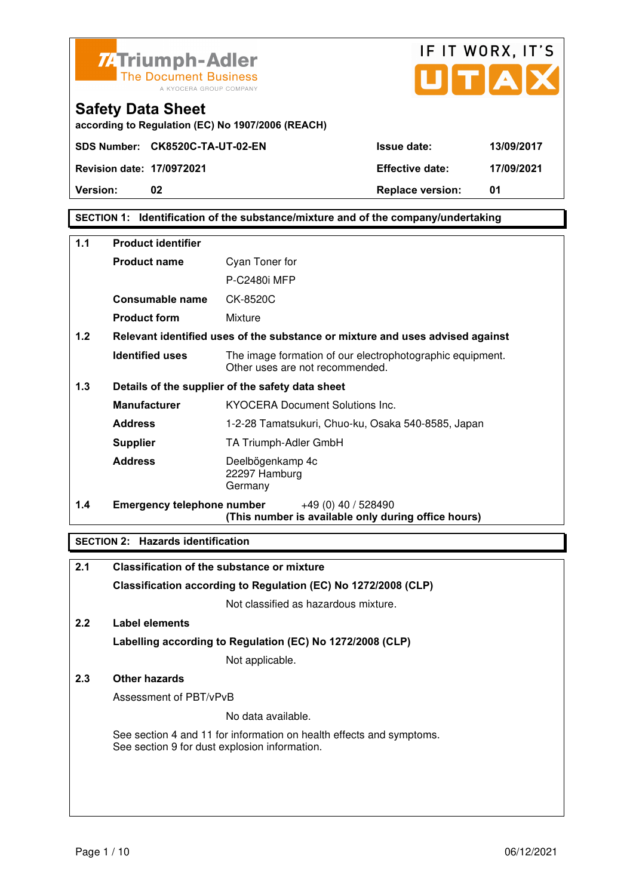Triumph-Adler
The Document Business
A KYOCERA GROUP COMPANY

IF IT WORX, IT'S UTAX

# Safety Data Sheet

according to Regulation (EC) No 1907/2006 (REACH)

| | | | |
|---|---|---|---|
| **SDS Number:** | **CK8520C-TA-UT-02-EN** | **Issue date:** | **13/09/2017** |
| **Revision date:** | **17/0972021** | **Effective date:** | **17/09/2021** |
| **Version:** | **02** | **Replace version:** | **01** |

## SECTION 1: Identification of the substance/mixture and of the company/undertaking

**1.1 Product identifier**

| | |
|---|---|
| **Product name** | Cyan Toner for P-C2480i MFP |
| **Consumable name** | CK-8520C |
| **Product form** | Mixture |

**1.2 Relevant identified uses of the substance or mixture and uses advised against**

| | |
|---|---|
| **Identified uses** | The image formation of our electrophotographic equipment. Other uses are not recommended. |

**1.3 Details of the supplier of the safety data sheet**

| | |
|---|---|
| **Manufacturer** | KYOCERA Document Solutions Inc. |
| **Address** | 1-2-28 Tamatsukuri, Chuo-ku, Osaka 540-8585, Japan |
| **Supplier** | TA Triumph-Adler GmbH |
| **Address** | Deelbögenkamp 4c<br>22297 Hamburg<br>Germany |

**1.4 Emergency telephone number** +49 (0) 40 / 528490
**(This number is available only during office hours)**

## SECTION 2: Hazards identification

**2.1 Classification of the substance or mixture**

**Classification according to Regulation (EC) No 1272/2008 (CLP)**

Not classified as hazardous mixture.

**2.2 Label elements**

**Labelling according to Regulation (EC) No 1272/2008 (CLP)**

Not applicable.

**2.3 Other hazards**

Assessment of PBT/vPvB

No data available.

See section 4 and 11 for information on health effects and symptoms.
See section 9 for dust explosion information.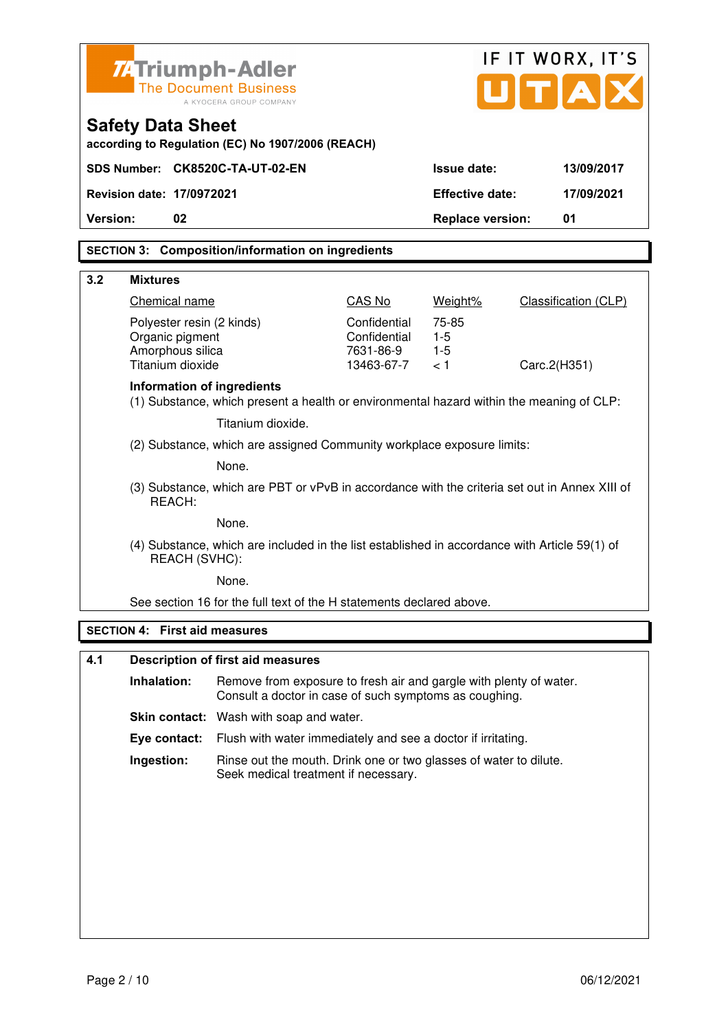# Safety Data Sheet

according to Regulation (EC) No 1907/2006 (REACH)

| SDS Number: | CK8520C-TA-UT-02-EN | Issue date: | 13/09/2017 |
|---|---|---|---|
| Revision date: | 17/0972021 | Effective date: | 17/09/2021 |
| Version: | 02 | Replace version: | 01 |

## SECTION 3: Composition/information on ingredients

### 3.2 Mixtures

| Chemical name | CAS No | Weight% | Classification (CLP) |
|---|---|---|---|
| Polyester resin (2 kinds) | Confidential | 75-85 | |
| Organic pigment | Confidential | 1-5 | |
| Amorphous silica | 7631-86-9 | 1-5 | |
| Titanium dioxide | 13463-67-7 | < 1 | Carc.2(H351) |

**Information of ingredients**

(1) Substance, which present a health or environmental hazard within the meaning of CLP:

Titanium dioxide.

(2) Substance, which are assigned Community workplace exposure limits:

None.

(3) Substance, which are PBT or vPvB in accordance with the criteria set out in Annex XIII of REACH:

None.

(4) Substance, which are included in the list established in accordance with Article 59(1) of REACH (SVHC):

None.

See section 16 for the full text of the H statements declared above.

## SECTION 4: First aid measures

### 4.1 Description of first aid measures

**Inhalation:** Remove from exposure to fresh air and gargle with plenty of water. Consult a doctor in case of such symptoms as coughing.

**Skin contact:** Wash with soap and water.

**Eye contact:** Flush with water immediately and see a doctor if irritating.

**Ingestion:** Rinse out the mouth. Drink one or two glasses of water to dilute. Seek medical treatment if necessary.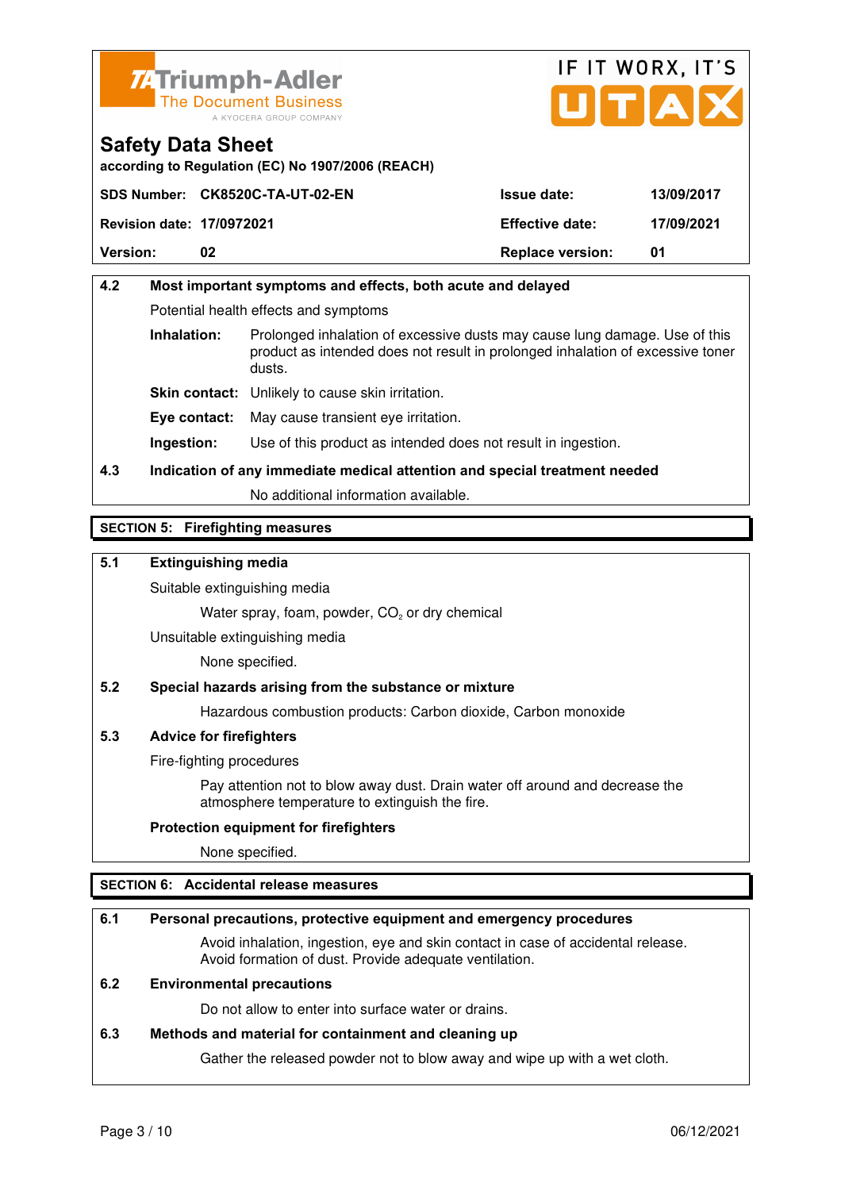# Safety Data Sheet

according to Regulation (EC) No 1907/2006 (REACH)

| SDS Number: | CK8520C-TA-UT-02-EN | Issue date: | 13/09/2017 |
|---|---|---|---|
| Revision date: | 17/0972021 | Effective date: | 17/09/2021 |
| Version: | 02 | Replace version: | 01 |

### 4.2 Most important symptoms and effects, both acute and delayed

Potential health effects and symptoms

**Inhalation:** Prolonged inhalation of excessive dusts may cause lung damage. Use of this product as intended does not result in prolonged inhalation of excessive toner dusts.

**Skin contact:** Unlikely to cause skin irritation.

**Eye contact:** May cause transient eye irritation.

**Ingestion:** Use of this product as intended does not result in ingestion.

### 4.3 Indication of any immediate medical attention and special treatment needed

No additional information available.

## SECTION 5: Firefighting measures

### 5.1 Extinguishing media

Suitable extinguishing media

Water spray, foam, powder, $CO_2$ or dry chemical

Unsuitable extinguishing media

None specified.

### 5.2 Special hazards arising from the substance or mixture

Hazardous combustion products: Carbon dioxide, Carbon monoxide

### 5.3 Advice for firefighters

Fire-fighting procedures

Pay attention not to blow away dust. Drain water off around and decrease the atmosphere temperature to extinguish the fire.

**Protection equipment for firefighters**

None specified.

## SECTION 6: Accidental release measures

### 6.1 Personal precautions, protective equipment and emergency procedures

Avoid inhalation, ingestion, eye and skin contact in case of accidental release. Avoid formation of dust. Provide adequate ventilation.

### 6.2 Environmental precautions

Do not allow to enter into surface water or drains.

### 6.3 Methods and material for containment and cleaning up

Gather the released powder not to blow away and wipe up with a wet cloth.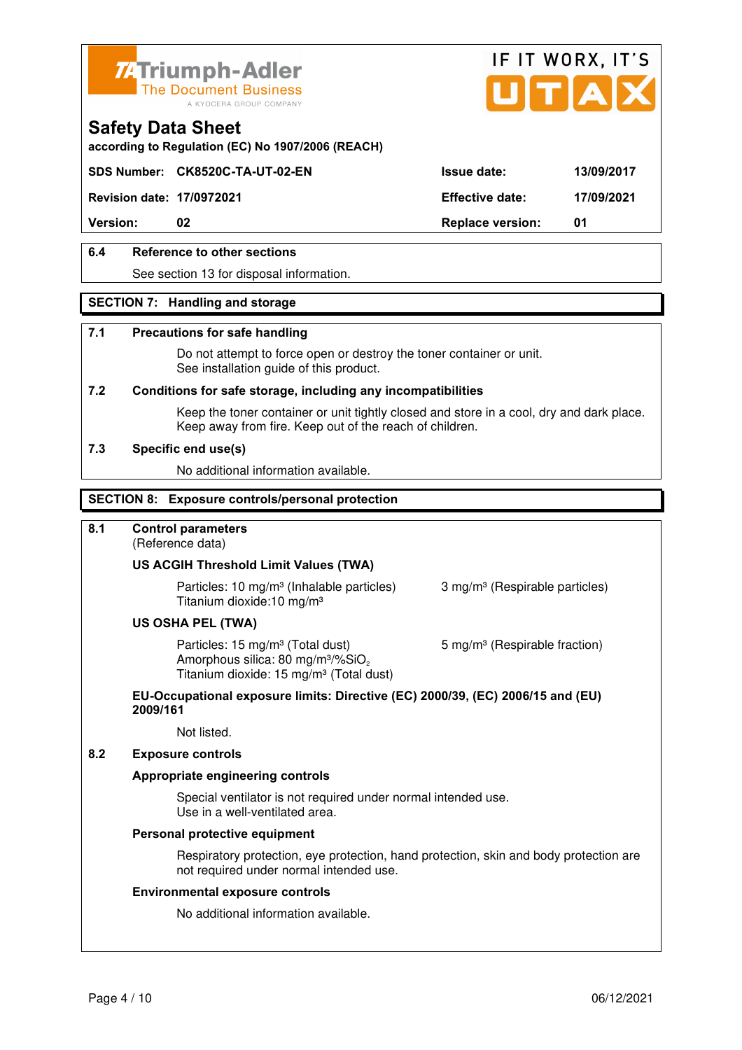| | | | |
|---|---|---|---|
| **SDS Number:** | **CK8520C-TA-UT-02-EN** | **Issue date:** | **13/09/2017** |
| **Revision date:** | **17/0972021** | **Effective date:** | **17/09/2021** |
| **Version:** | **02** | **Replace version:** | **01** |

**6.4 Reference to other sections**

See section 13 for disposal information.

## SECTION 7: Handling and storage

**7.1 Precautions for safe handling**

Do not attempt to force open or destroy the toner container or unit.
See installation guide of this product.

**7.2 Conditions for safe storage, including any incompatibilities**

Keep the toner container or unit tightly closed and store in a cool, dry and dark place.
Keep away from fire. Keep out of the reach of children.

**7.3 Specific end use(s)**

No additional information available.

## SECTION 8: Exposure controls/personal protection

**8.1 Control parameters**
(Reference data)

**US ACGIH Threshold Limit Values (TWA)**

Particles: 10 mg/m³ (Inhalable particles) 3 mg/m³ (Respirable particles)
Titanium dioxide:10 mg/m³

**US OSHA PEL (TWA)**

Particles: 15 mg/m³ (Total dust) 5 mg/m³ (Respirable fraction)
Amorphous silica: 80 mg/m³/%$SiO_2$
Titanium dioxide: 15 mg/m³ (Total dust)

**EU-Occupational exposure limits: Directive (EC) 2000/39, (EC) 2006/15 and (EU) 2009/161**

Not listed.

**8.2 Exposure controls**

**Appropriate engineering controls**

Special ventilator is not required under normal intended use.
Use in a well-ventilated area.

**Personal protective equipment**

Respiratory protection, eye protection, hand protection, skin and body protection are not required under normal intended use.

**Environmental exposure controls**

No additional information available.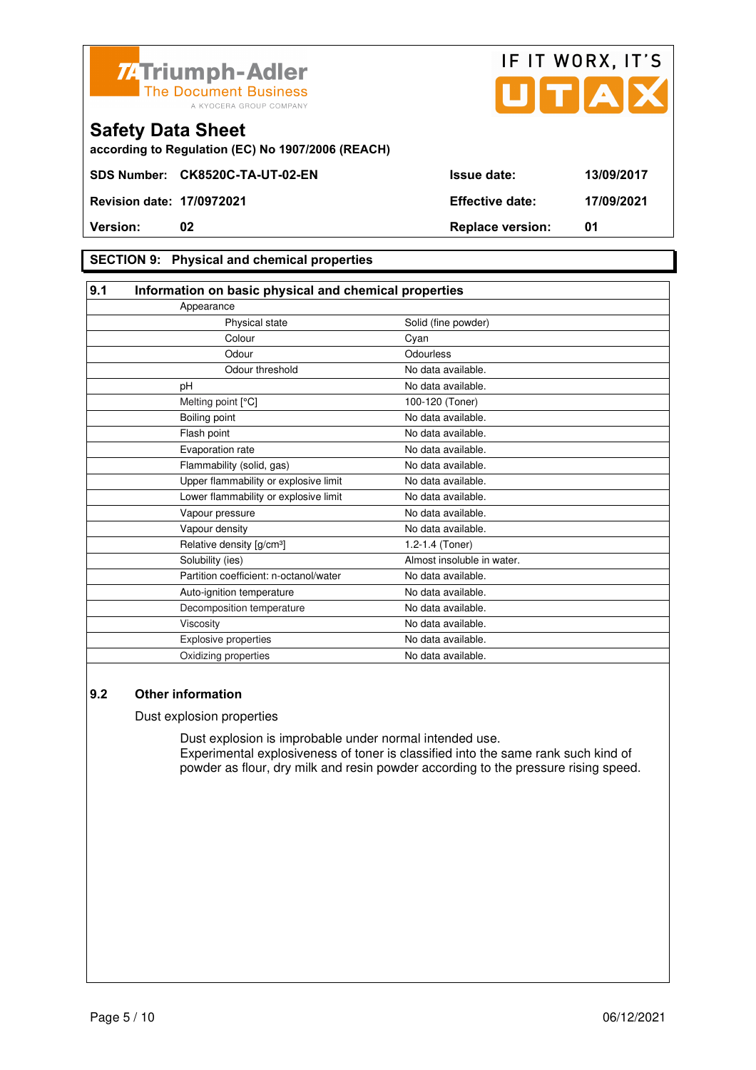**Safety Data Sheet**

according to Regulation (EC) No 1907/2006 (REACH)

| | | | |
|---|---|---|---|
| **SDS Number:** | **CK8520C-TA-UT-02-EN** | **Issue date:** | **13/09/2017** |
| **Revision date:** | **17/0972021** | **Effective date:** | **17/09/2021** |
| **Version:** | **02** | **Replace version:** | **01** |

## SECTION 9: Physical and chemical properties

### 9.1 Information on basic physical and chemical properties

| Property | Value |
|---|---|
| Appearance | |
| Physical state | Solid (fine powder) |
| Colour | Cyan |
| Odour | Odourless |
| Odour threshold | No data available. |
| pH | No data available. |
| Melting point [°C] | 100-120 (Toner) |
| Boiling point | No data available. |
| Flash point | No data available. |
| Evaporation rate | No data available. |
| Flammability (solid, gas) | No data available. |
| Upper flammability or explosive limit | No data available. |
| Lower flammability or explosive limit | No data available. |
| Vapour pressure | No data available. |
| Vapour density | No data available. |
| Relative density [g/cm³] | 1.2-1.4 (Toner) |
| Solubility (ies) | Almost insoluble in water. |
| Partition coefficient: n-octanol/water | No data available. |
| Auto-ignition temperature | No data available. |
| Decomposition temperature | No data available. |
| Viscosity | No data available. |
| Explosive properties | No data available. |
| Oxidizing properties | No data available. |

### 9.2 Other information

Dust explosion properties

Dust explosion is improbable under normal intended use.
Experimental explosiveness of toner is classified into the same rank such kind of powder as flour, dry milk and resin powder according to the pressure rising speed.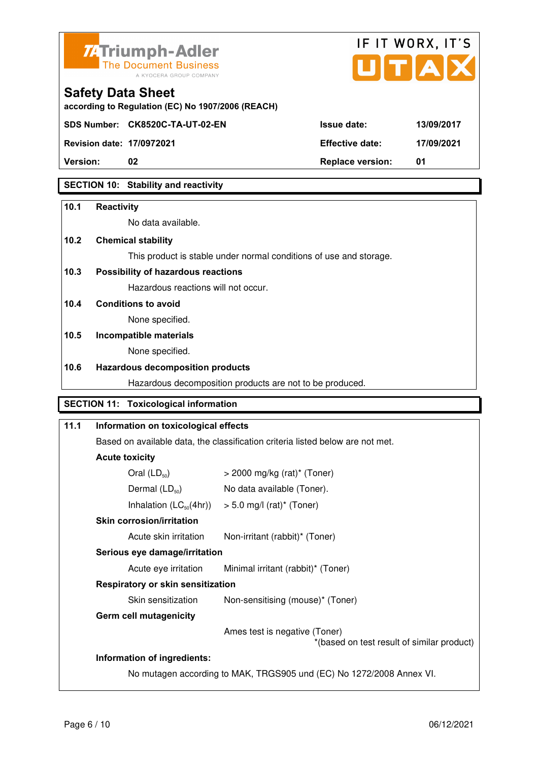**Safety Data Sheet**
according to Regulation (EC) No 1907/2006 (REACH)

| | | | |
|---|---|---|---|
| **SDS Number:** | **CK8520C-TA-UT-02-EN** | **Issue date:** | **13/09/2017** |
| **Revision date:** | **17/0972021** | **Effective date:** | **17/09/2021** |
| **Version:** | **02** | **Replace version:** | **01** |

## SECTION 10: Stability and reactivity

**10.1 Reactivity**

No data available.

**10.2 Chemical stability**

This product is stable under normal conditions of use and storage.

**10.3 Possibility of hazardous reactions**

Hazardous reactions will not occur.

**10.4 Conditions to avoid**

None specified.

**10.5 Incompatible materials**

None specified.

**10.6 Hazardous decomposition products**

Hazardous decomposition products are not to be produced.

## SECTION 11: Toxicological information

**11.1 Information on toxicological effects**

Based on available data, the classification criteria listed below are not met.

**Acute toxicity**

| | |
|---|---|
| Oral ($LD_{50}$) | > 2000 mg/kg (rat)* (Toner) |
| Dermal ($LD_{50}$) | No data available (Toner). |
| Inhalation ($LC_{50}$(4hr)) | > 5.0 mg/l (rat)* (Toner) |

**Skin corrosion/irritation**

| | |
|---|---|
| Acute skin irritation | Non-irritant (rabbit)* (Toner) |

**Serious eye damage/irritation**

| | |
|---|---|
| Acute eye irritation | Minimal irritant (rabbit)* (Toner) |

**Respiratory or skin sensitization**

| | |
|---|---|
| Skin sensitization | Non-sensitising (mouse)* (Toner) |

**Germ cell mutagenicity**

Ames test is negative (Toner)

*(based on test result of similar product)

**Information of ingredients:**

No mutagen according to MAK, TRGS905 und (EC) No 1272/2008 Annex VI.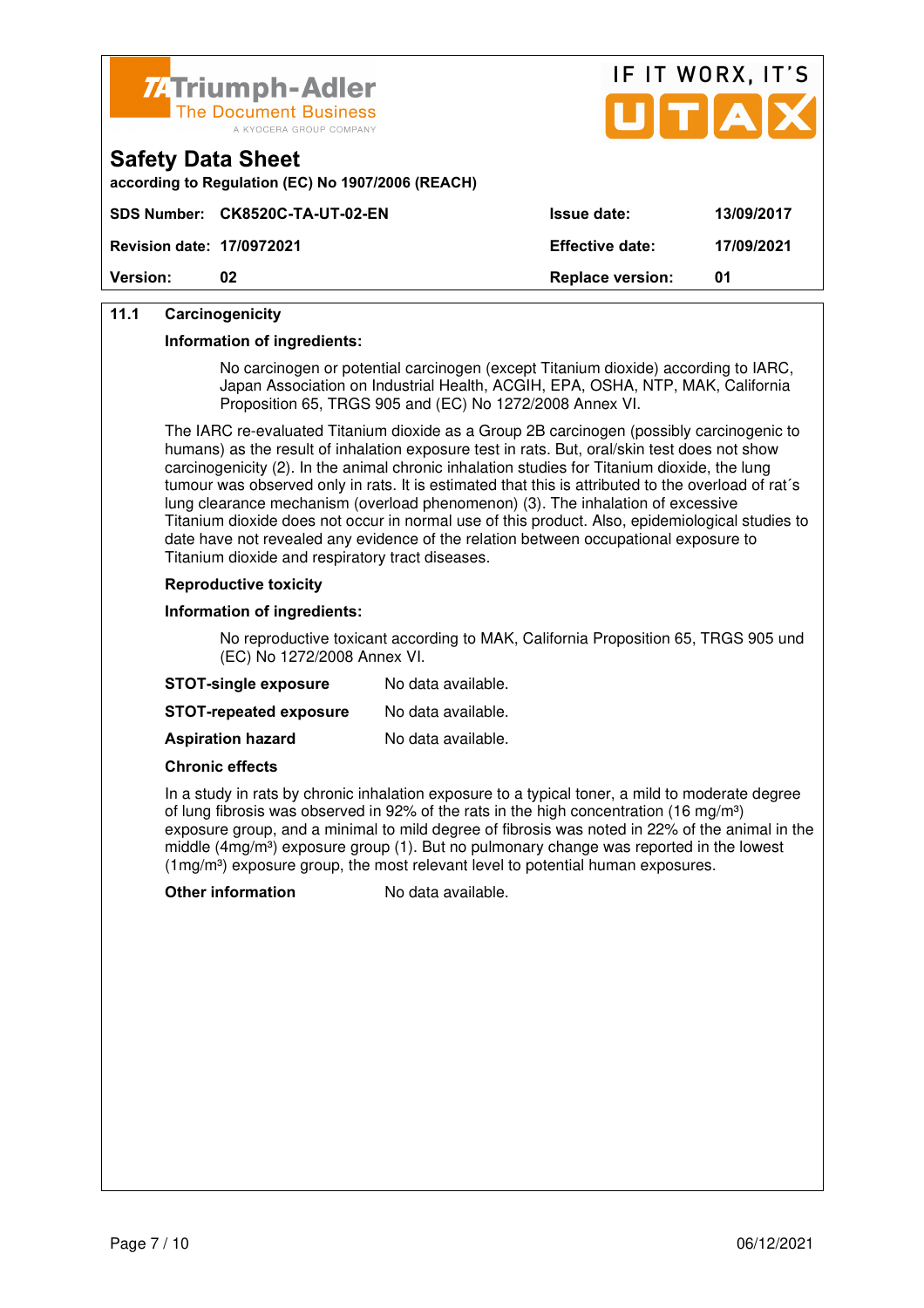**Safety Data Sheet**

according to Regulation (EC) No 1907/2006 (REACH)

| SDS Number: | CK8520C-TA-UT-02-EN | Issue date: | 13/09/2017 |
|---|---|---|---|
| Revision date: | 17/0972021 | Effective date: | 17/09/2021 |
| Version: | 02 | Replace version: | 01 |

### 11.1 Carcinogenicity

**Information of ingredients:**

No carcinogen or potential carcinogen (except Titanium dioxide) according to IARC, Japan Association on Industrial Health, ACGIH, EPA, OSHA, NTP, MAK, California Proposition 65, TRGS 905 and (EC) No 1272/2008 Annex VI.

The IARC re-evaluated Titanium dioxide as a Group 2B carcinogen (possibly carcinogenic to humans) as the result of inhalation exposure test in rats. But, oral/skin test does not show carcinogenicity (2). In the animal chronic inhalation studies for Titanium dioxide, the lung tumour was observed only in rats. It is estimated that this is attributed to the overload of rat´s lung clearance mechanism (overload phenomenon) (3). The inhalation of excessive Titanium dioxide does not occur in normal use of this product. Also, epidemiological studies to date have not revealed any evidence of the relation between occupational exposure to Titanium dioxide and respiratory tract diseases.

**Reproductive toxicity**

**Information of ingredients:**

No reproductive toxicant according to MAK, California Proposition 65, TRGS 905 und (EC) No 1272/2008 Annex VI.

**STOT-single exposure** No data available.

**STOT-repeated exposure** No data available.

**Aspiration hazard** No data available.

**Chronic effects**

In a study in rats by chronic inhalation exposure to a typical toner, a mild to moderate degree of lung fibrosis was observed in 92% of the rats in the high concentration (16 mg/m³) exposure group, and a minimal to mild degree of fibrosis was noted in 22% of the animal in the middle (4mg/m³) exposure group (1). But no pulmonary change was reported in the lowest (1mg/m³) exposure group, the most relevant level to potential human exposures.

**Other information** No data available.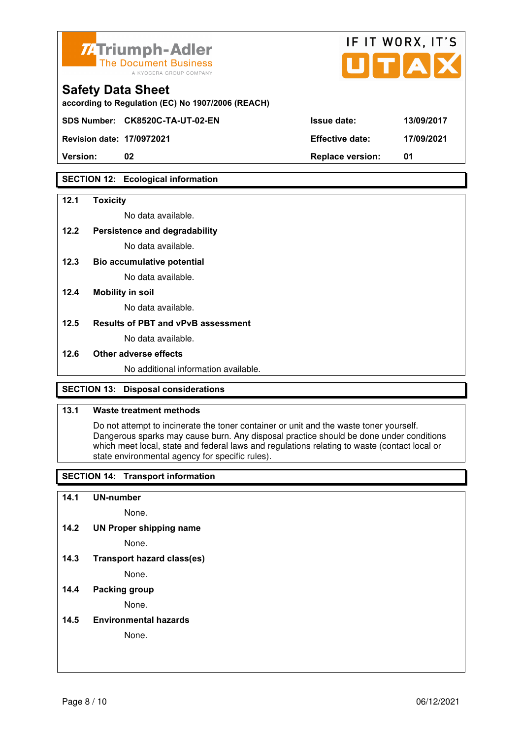## SECTION 12: Ecological information

**12.1 Toxicity**

No data available.

**12.2 Persistence and degradability**

No data available.

**12.3 Bio accumulative potential**

No data available.

**12.4 Mobility in soil**

No data available.

**12.5 Results of PBT and vPvB assessment**

No data available.

**12.6 Other adverse effects**

No additional information available.

## SECTION 13: Disposal considerations

**13.1 Waste treatment methods**

Do not attempt to incinerate the toner container or unit and the waste toner yourself. Dangerous sparks may cause burn. Any disposal practice should be done under conditions which meet local, state and federal laws and regulations relating to waste (contact local or state environmental agency for specific rules).

## SECTION 14: Transport information

**14.1 UN-number**

None.

**14.2 UN Proper shipping name**

None.

**14.3 Transport hazard class(es)**

None.

**14.4 Packing group**

None.

**14.5 Environmental hazards**

None.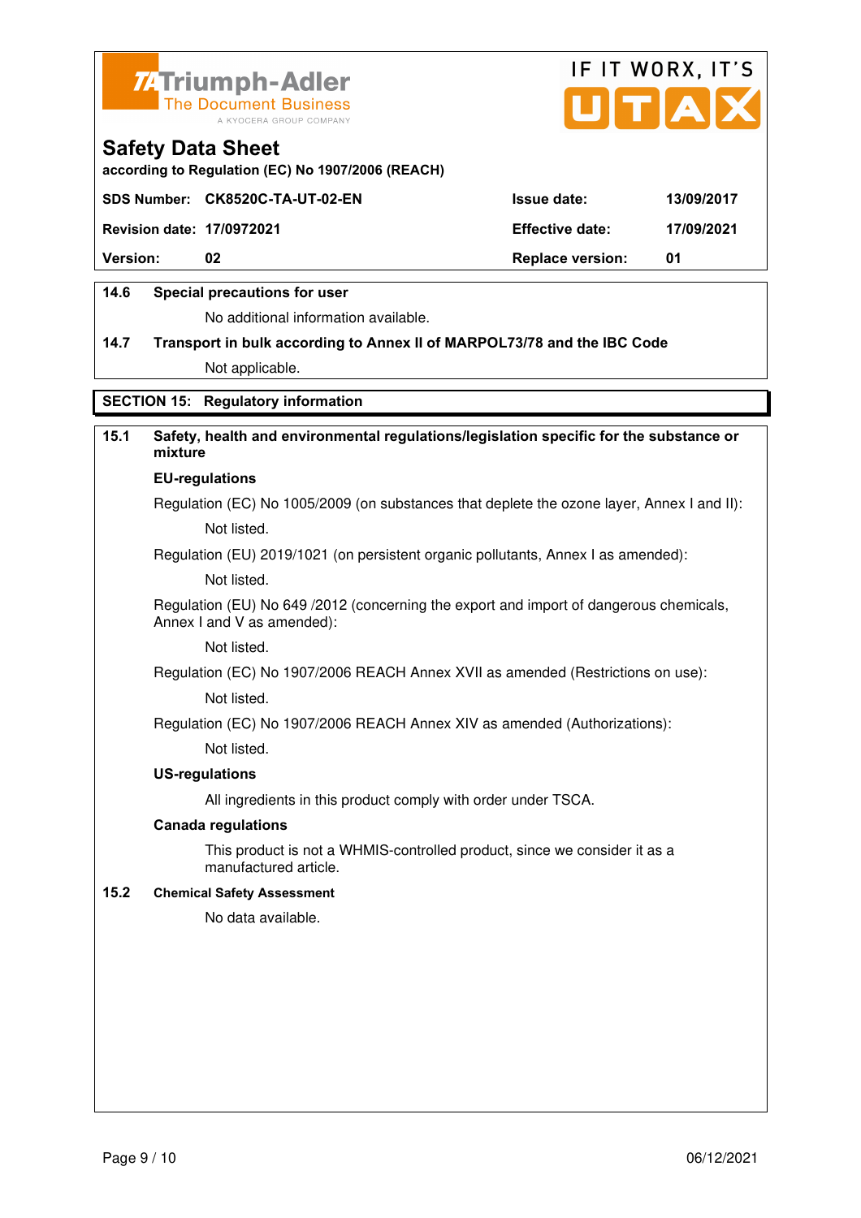**Safety Data Sheet**
according to Regulation (EC) No 1907/2006 (REACH)

| SDS Number: | CK8520C-TA-UT-02-EN | Issue date: | 13/09/2017 |
|---|---|---|---|
| Revision date: | 17/0972021 | Effective date: | 17/09/2021 |
| Version: | 02 | Replace version: | 01 |

**14.6 Special precautions for user**

No additional information available.

**14.7 Transport in bulk according to Annex II of MARPOL73/78 and the IBC Code**

Not applicable.

## SECTION 15: Regulatory information

**15.1 Safety, health and environmental regulations/legislation specific for the substance or mixture**

**EU-regulations**

Regulation (EC) No 1005/2009 (on substances that deplete the ozone layer, Annex I and II):

Not listed.

Regulation (EU) 2019/1021 (on persistent organic pollutants, Annex I as amended):

Not listed.

Regulation (EU) No 649 /2012 (concerning the export and import of dangerous chemicals, Annex I and V as amended):

Not listed.

Regulation (EC) No 1907/2006 REACH Annex XVII as amended (Restrictions on use):

Not listed.

Regulation (EC) No 1907/2006 REACH Annex XIV as amended (Authorizations):

Not listed.

**US-regulations**

All ingredients in this product comply with order under TSCA.

**Canada regulations**

This product is not a WHMIS-controlled product, since we consider it as a manufactured article.

**15.2 Chemical Safety Assessment**

No data available.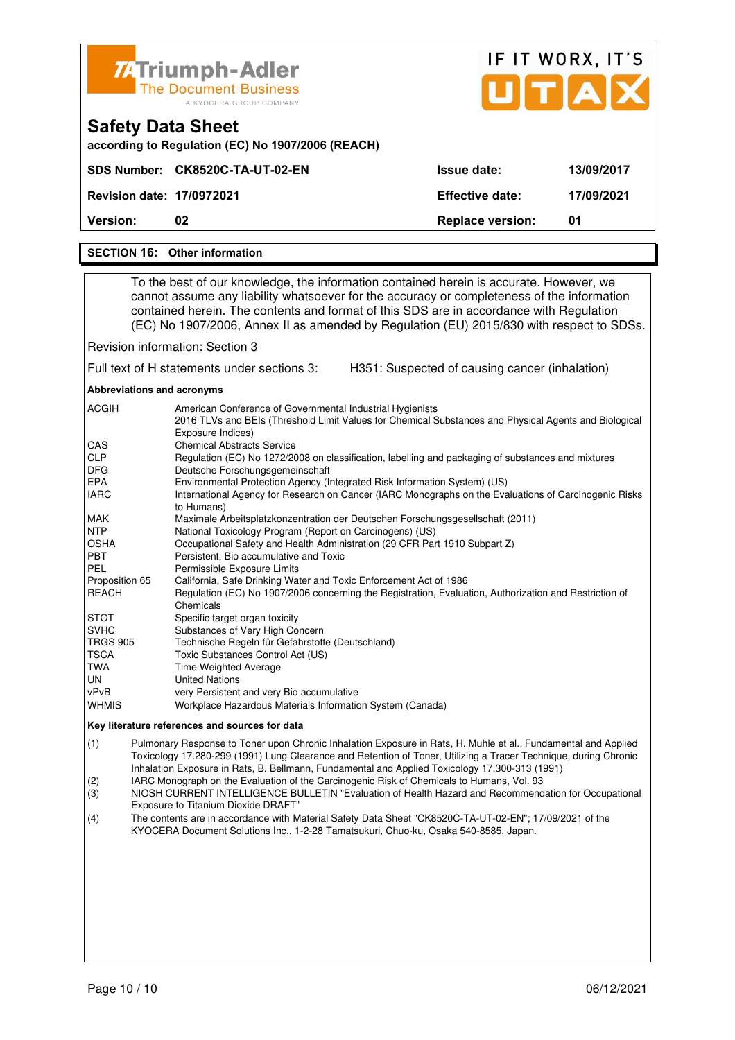## Safety Data Sheet

according to Regulation (EC) No 1907/2006 (REACH)

| SDS Number: | CK8520C-TA-UT-02-EN | Issue date: | 13/09/2017 |
|---|---|---|---|
| Revision date: | 17/0972021 | Effective date: | 17/09/2021 |
| Version: | 02 | Replace version: | 01 |

### SECTION 16: Other information

To the best of our knowledge, the information contained herein is accurate. However, we cannot assume any liability whatsoever for the accuracy or completeness of the information contained herein. The contents and format of this SDS are in accordance with Regulation (EC) No 1907/2006, Annex II as amended by Regulation (EU) 2015/830 with respect to SDSs.

Revision information: Section 3

Full text of H statements under sections 3: H351: Suspected of causing cancer (inhalation)

**Abbreviations and acronyms**

| | |
|---|---|
| ACGIH | American Conference of Governmental Industrial Hygienists<br>2016 TLVs and BEIs (Threshold Limit Values for Chemical Substances and Physical Agents and Biological Exposure Indices) |
| CAS | Chemical Abstracts Service |
| CLP | Regulation (EC) No 1272/2008 on classification, labelling and packaging of substances and mixtures |
| DFG | Deutsche Forschungsgemeinschaft |
| EPA | Environmental Protection Agency (Integrated Risk Information System) (US) |
| IARC | International Agency for Research on Cancer (IARC Monographs on the Evaluations of Carcinogenic Risks to Humans) |
| MAK | Maximale Arbeitsplatzkonzentration der Deutschen Forschungsgesellschaft (2011) |
| NTP | National Toxicology Program (Report on Carcinogens) (US) |
| OSHA | Occupational Safety and Health Administration (29 CFR Part 1910 Subpart Z) |
| PBT | Persistent, Bio accumulative and Toxic |
| PEL | Permissible Exposure Limits |
| Proposition 65 | California, Safe Drinking Water and Toxic Enforcement Act of 1986 |
| REACH | Regulation (EC) No 1907/2006 concerning the Registration, Evaluation, Authorization and Restriction of Chemicals |
| STOT | Specific target organ toxicity |
| SVHC | Substances of Very High Concern |
| TRGS 905 | Technische Regeln für Gefahrstoffe (Deutschland) |
| TSCA | Toxic Substances Control Act (US) |
| TWA | Time Weighted Average |
| UN | United Nations |
| vPvB | very Persistent and very Bio accumulative |
| WHMIS | Workplace Hazardous Materials Information System (Canada) |

**Key literature references and sources for data**

(1) Pulmonary Response to Toner upon Chronic Inhalation Exposure in Rats, H. Muhle et al., Fundamental and Applied Toxicology 17.280-299 (1991) Lung Clearance and Retention of Toner, Utilizing a Tracer Technique, during Chronic Inhalation Exposure in Rats, B. Bellmann, Fundamental and Applied Toxicology 17.300-313 (1991)

(2) IARC Monograph on the Evaluation of the Carcinogenic Risk of Chemicals to Humans, Vol. 93

(3) NIOSH CURRENT INTELLIGENCE BULLETIN "Evaluation of Health Hazard and Recommendation for Occupational Exposure to Titanium Dioxide DRAFT"

(4) The contents are in accordance with Material Safety Data Sheet "CK8520C-TA-UT-02-EN"; 17/09/2021 of the KYOCERA Document Solutions Inc., 1-2-28 Tamatsukuri, Chuo-ku, Osaka 540-8585, Japan.

06/12/2021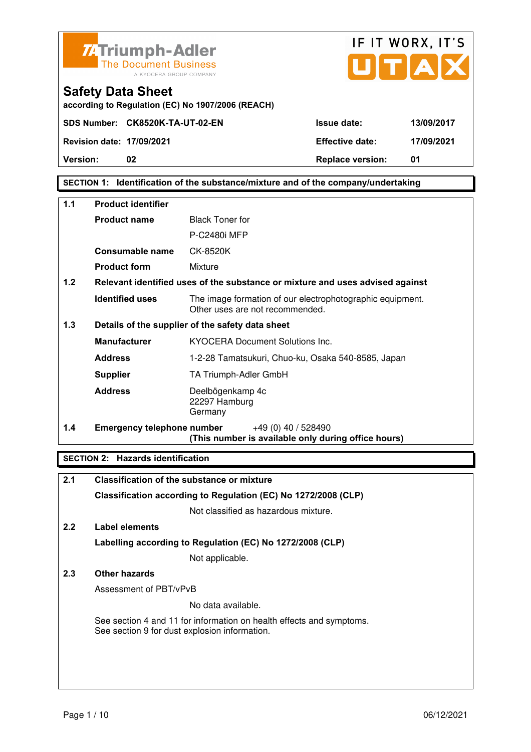Triumph-Adler
The Document Business
A KYOCERA GROUP COMPANY

IF IT WORX, IT'S UTAX

# Safety Data Sheet

according to Regulation (EC) No 1907/2006 (REACH)

| | | | |
|---|---|---|---|
| **SDS Number:** | **CK8520K-TA-UT-02-EN** | **Issue date:** | **13/09/2017** |
| **Revision date:** | **17/09/2021** | **Effective date:** | **17/09/2021** |
| **Version:** | **02** | **Replace version:** | **01** |

## SECTION 1: Identification of the substance/mixture and of the company/undertaking

**1.1 Product identifier**

| | |
|---|---|
| **Product name** | Black Toner for P-C2480i MFP |
| **Consumable name** | CK-8520K |
| **Product form** | Mixture |

**1.2 Relevant identified uses of the substance or mixture and uses advised against**

| | |
|---|---|
| **Identified uses** | The image formation of our electrophotographic equipment. Other uses are not recommended. |

**1.3 Details of the supplier of the safety data sheet**

| | |
|---|---|
| **Manufacturer** | KYOCERA Document Solutions Inc. |
| **Address** | 1-2-28 Tamatsukuri, Chuo-ku, Osaka 540-8585, Japan |
| **Supplier** | TA Triumph-Adler GmbH |
| **Address** | Deelbögenkamp 4c<br>22297 Hamburg<br>Germany |

**1.4 Emergency telephone number** +49 (0) 40 / 528490
**(This number is available only during office hours)**

## SECTION 2: Hazards identification

**2.1 Classification of the substance or mixture**

**Classification according to Regulation (EC) No 1272/2008 (CLP)**

Not classified as hazardous mixture.

**2.2 Label elements**

**Labelling according to Regulation (EC) No 1272/2008 (CLP)**

Not applicable.

**2.3 Other hazards**

Assessment of PBT/vPvB

No data available.

See section 4 and 11 for information on health effects and symptoms.
See section 9 for dust explosion information.

06/12/2021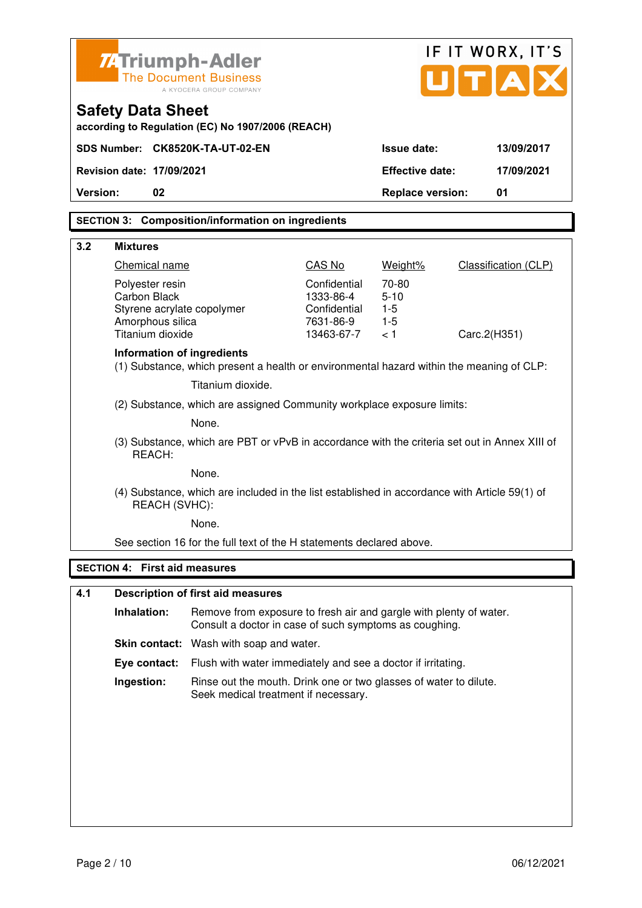Triumph-Adler
The Document Business
A KYOCERA GROUP COMPANY

IF IT WORX, IT'S UTAX

## Safety Data Sheet

**according to Regulation (EC) No 1907/2006 (REACH)**

| | | | |
|---|---|---|---|
| **SDS Number:** | **CK8520K-TA-UT-02-EN** | **Issue date:** | **13/09/2017** |
| **Revision date:** | **17/09/2021** | **Effective date:** | **17/09/2021** |
| **Version:** | **02** | **Replace version:** | **01** |

## SECTION 3: Composition/information on ingredients

### 3.2 Mixtures

| Chemical name | CAS No | Weight% | Classification (CLP) |
|---|---|---|---|
| Polyester resin | Confidential | 70-80 | |
| Carbon Black | 1333-86-4 | 5-10 | |
| Styrene acrylate copolymer | Confidential | 1-5 | |
| Amorphous silica | 7631-86-9 | 1-5 | |
| Titanium dioxide | 13463-67-7 | < 1 | Carc.2(H351) |

**Information of ingredients**

(1) Substance, which present a health or environmental hazard within the meaning of CLP:

Titanium dioxide.

(2) Substance, which are assigned Community workplace exposure limits:

None.

(3) Substance, which are PBT or vPvB in accordance with the criteria set out in Annex XIII of REACH:

None.

(4) Substance, which are included in the list established in accordance with Article 59(1) of REACH (SVHC):

None.

See section 16 for the full text of the H statements declared above.

## SECTION 4: First aid measures

### 4.1 Description of first aid measures

**Inhalation:** Remove from exposure to fresh air and gargle with plenty of water. Consult a doctor in case of such symptoms as coughing.

**Skin contact:** Wash with soap and water.

**Eye contact:** Flush with water immediately and see a doctor if irritating.

**Ingestion:** Rinse out the mouth. Drink one or two glasses of water to dilute. Seek medical treatment if necessary.

06/12/2021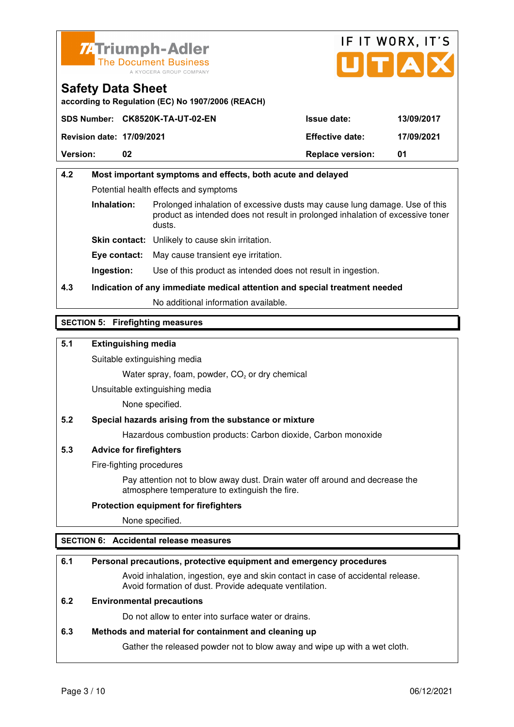## Safety Data Sheet

according to Regulation (EC) No 1907/2006 (REACH)

| SDS Number: | CK8520K-TA-UT-02-EN | Issue date: | 13/09/2017 |
|---|---|---|---|
| Revision date: | 17/09/2021 | Effective date: | 17/09/2021 |
| Version: | 02 | Replace version: | 01 |

**4.2 Most important symptoms and effects, both acute and delayed**

Potential health effects and symptoms

**Inhalation:** Prolonged inhalation of excessive dusts may cause lung damage. Use of this product as intended does not result in prolonged inhalation of excessive toner dusts.

**Skin contact:** Unlikely to cause skin irritation.

**Eye contact:** May cause transient eye irritation.

**Ingestion:** Use of this product as intended does not result in ingestion.

**4.3 Indication of any immediate medical attention and special treatment needed**

No additional information available.

## SECTION 5: Firefighting measures

**5.1 Extinguishing media**

Suitable extinguishing media

Water spray, foam, powder, $CO_2$ or dry chemical

Unsuitable extinguishing media

None specified.

**5.2 Special hazards arising from the substance or mixture**

Hazardous combustion products: Carbon dioxide, Carbon monoxide

**5.3 Advice for firefighters**

Fire-fighting procedures

Pay attention not to blow away dust. Drain water off around and decrease the atmosphere temperature to extinguish the fire.

**Protection equipment for firefighters**

None specified.

## SECTION 6: Accidental release measures

**6.1 Personal precautions, protective equipment and emergency procedures**

Avoid inhalation, ingestion, eye and skin contact in case of accidental release. Avoid formation of dust. Provide adequate ventilation.

**6.2 Environmental precautions**

Do not allow to enter into surface water or drains.

**6.3 Methods and material for containment and cleaning up**

Gather the released powder not to blow away and wipe up with a wet cloth.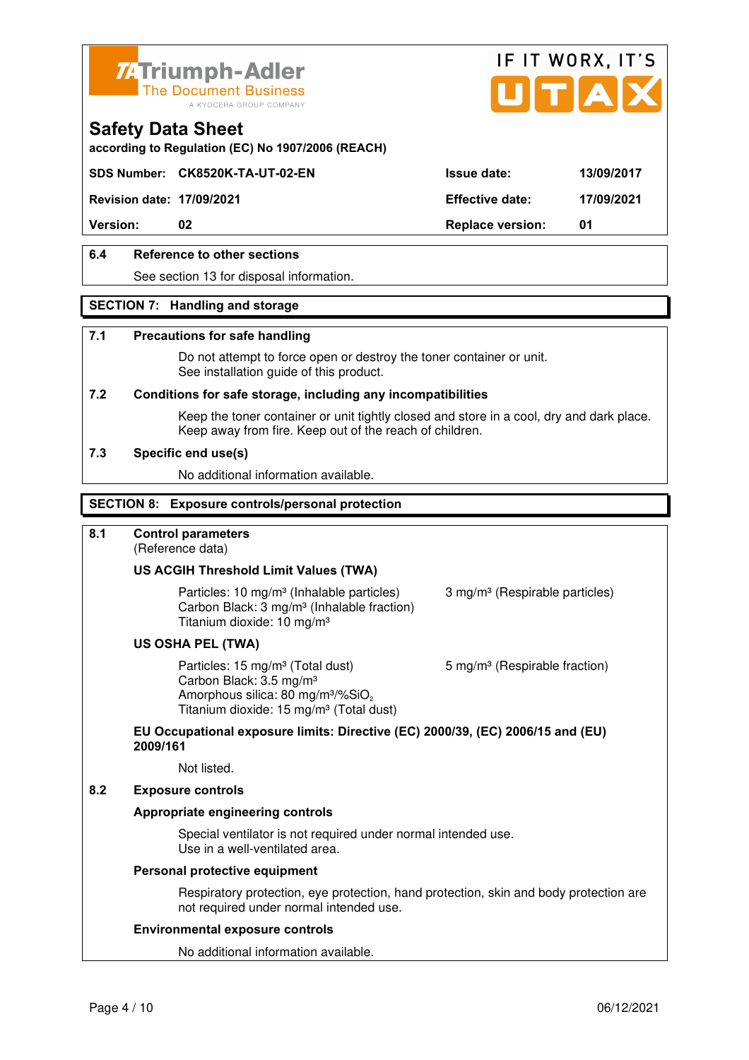# Safety Data Sheet

according to Regulation (EC) No 1907/2006 (REACH)

| SDS Number: | CK8520K-TA-UT-02-EN | Issue date: | 13/09/2017 |
|---|---|---|---|
| Revision date: | 17/09/2021 | Effective date: | 17/09/2021 |
| Version: | 02 | Replace version: | 01 |

### 6.4 Reference to other sections

See section 13 for disposal information.

## SECTION 7: Handling and storage

### 7.1 Precautions for safe handling

Do not attempt to force open or destroy the toner container or unit.
See installation guide of this product.

### 7.2 Conditions for safe storage, including any incompatibilities

Keep the toner container or unit tightly closed and store in a cool, dry and dark place.
Keep away from fire. Keep out of the reach of children.

### 7.3 Specific end use(s)

No additional information available.

## SECTION 8: Exposure controls/personal protection

### 8.1 Control parameters

(Reference data)

**US ACGIH Threshold Limit Values (TWA)**

Particles: 10 mg/m³ (Inhalable particles) 3 mg/m³ (Respirable particles)
Carbon Black: 3 mg/m³ (Inhalable fraction)
Titanium dioxide: 10 mg/m³

**US OSHA PEL (TWA)**

Particles: 15 mg/m³ (Total dust) 5 mg/m³ (Respirable fraction)
Carbon Black: 3.5 mg/m³
Amorphous silica: 80 mg/m³/%$SiO_2$
Titanium dioxide: 15 mg/m³ (Total dust)

**EU Occupational exposure limits: Directive (EC) 2000/39, (EC) 2006/15 and (EU) 2009/161**

Not listed.

### 8.2 Exposure controls

**Appropriate engineering controls**

Special ventilator is not required under normal intended use.
Use in a well-ventilated area.

**Personal protective equipment**

Respiratory protection, eye protection, hand protection, skin and body protection are not required under normal intended use.

**Environmental exposure controls**

No additional information available.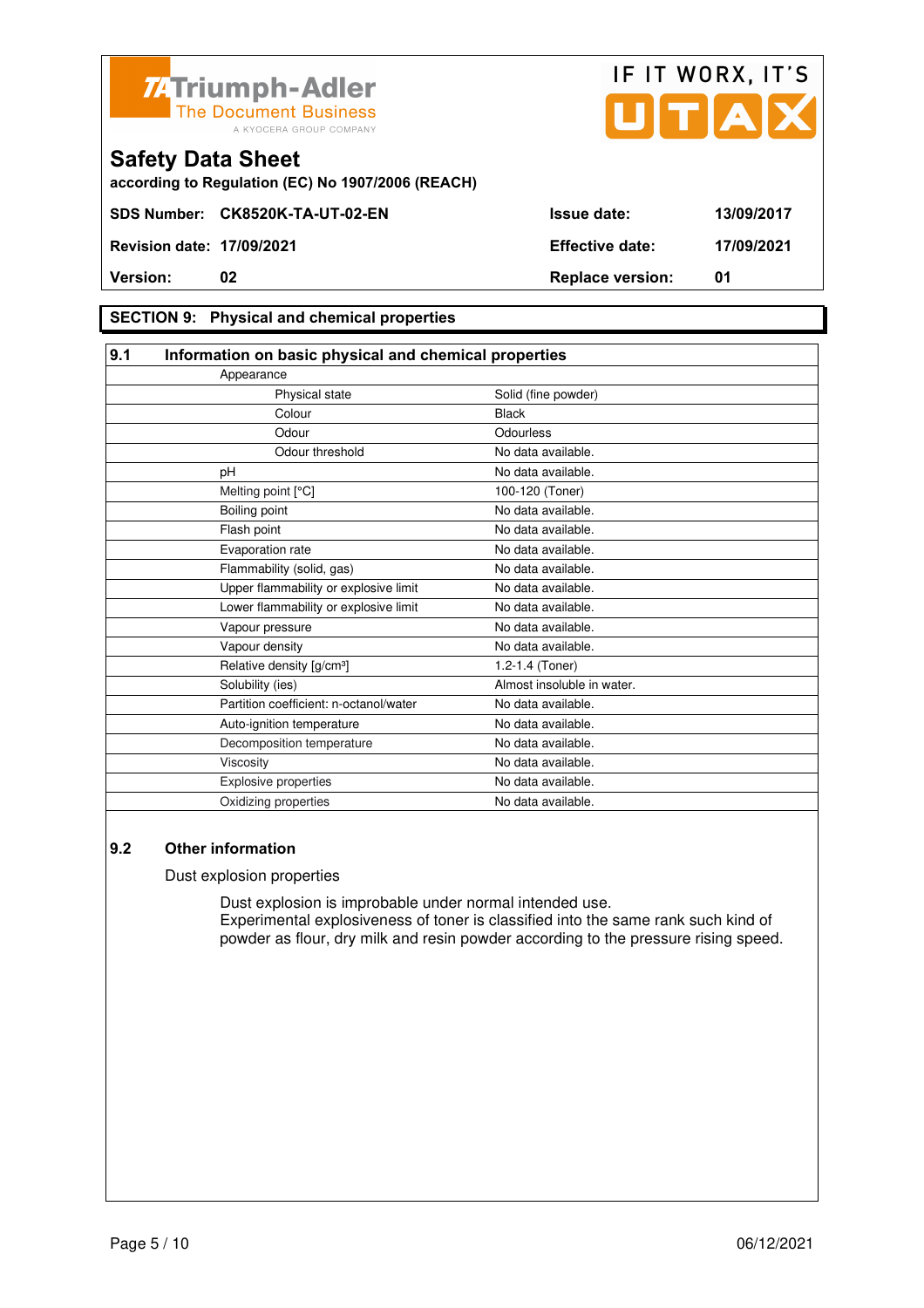# Safety Data Sheet

according to Regulation (EC) No 1907/2006 (REACH)

| SDS Number: | CK8520K-TA-UT-02-EN | Issue date: | 13/09/2017 |
|---|---|---|---|
| Revision date: | 17/09/2021 | Effective date: | 17/09/2021 |
| Version: | 02 | Replace version: | 01 |

## SECTION 9: Physical and chemical properties

### 9.1 Information on basic physical and chemical properties

| Property | Value |
|---|---|
| Appearance | |
| Physical state | Solid (fine powder) |
| Colour | Black |
| Odour | Odourless |
| Odour threshold | No data available. |
| pH | No data available. |
| Melting point [°C] | 100-120 (Toner) |
| Boiling point | No data available. |
| Flash point | No data available. |
| Evaporation rate | No data available. |
| Flammability (solid, gas) | No data available. |
| Upper flammability or explosive limit | No data available. |
| Lower flammability or explosive limit | No data available. |
| Vapour pressure | No data available. |
| Vapour density | No data available. |
| Relative density [g/cm³] | 1.2-1.4 (Toner) |
| Solubility (ies) | Almost insoluble in water. |
| Partition coefficient: n-octanol/water | No data available. |
| Auto-ignition temperature | No data available. |
| Decomposition temperature | No data available. |
| Viscosity | No data available. |
| Explosive properties | No data available. |
| Oxidizing properties | No data available. |

### 9.2 Other information

Dust explosion properties

Dust explosion is improbable under normal intended use.
Experimental explosiveness of toner is classified into the same rank such kind of powder as flour, dry milk and resin powder according to the pressure rising speed.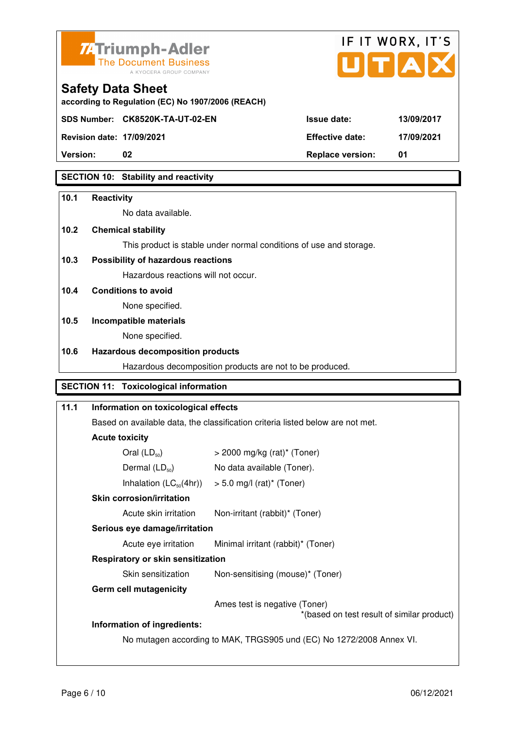## SECTION 10: Stability and reactivity

### 10.1 Reactivity

No data available.

### 10.2 Chemical stability

This product is stable under normal conditions of use and storage.

### 10.3 Possibility of hazardous reactions

Hazardous reactions will not occur.

### 10.4 Conditions to avoid

None specified.

### 10.5 Incompatible materials

None specified.

### 10.6 Hazardous decomposition products

Hazardous decomposition products are not to be produced.

## SECTION 11: Toxicological information

### 11.1 Information on toxicological effects

Based on available data, the classification criteria listed below are not met.

**Acute toxicity**

| | |
|---|---|
| Oral ($LD_{50}$) | > 2000 mg/kg (rat)* (Toner) |
| Dermal ($LD_{50}$) | No data available (Toner). |
| Inhalation ($LC_{50}$(4hr)) | > 5.0 mg/l (rat)* (Toner) |

**Skin corrosion/irritation**

| | |
|---|---|
| Acute skin irritation | Non-irritant (rabbit)* (Toner) |

**Serious eye damage/irritation**

| | |
|---|---|
| Acute eye irritation | Minimal irritant (rabbit)* (Toner) |

**Respiratory or skin sensitization**

| | |
|---|---|
| Skin sensitization | Non-sensitising (mouse)* (Toner) |

**Germ cell mutagenicity**

Ames test is negative (Toner)

*(based on test result of similar product)

**Information of ingredients:**

No mutagen according to MAK, TRGS905 und (EC) No 1272/2008 Annex VI.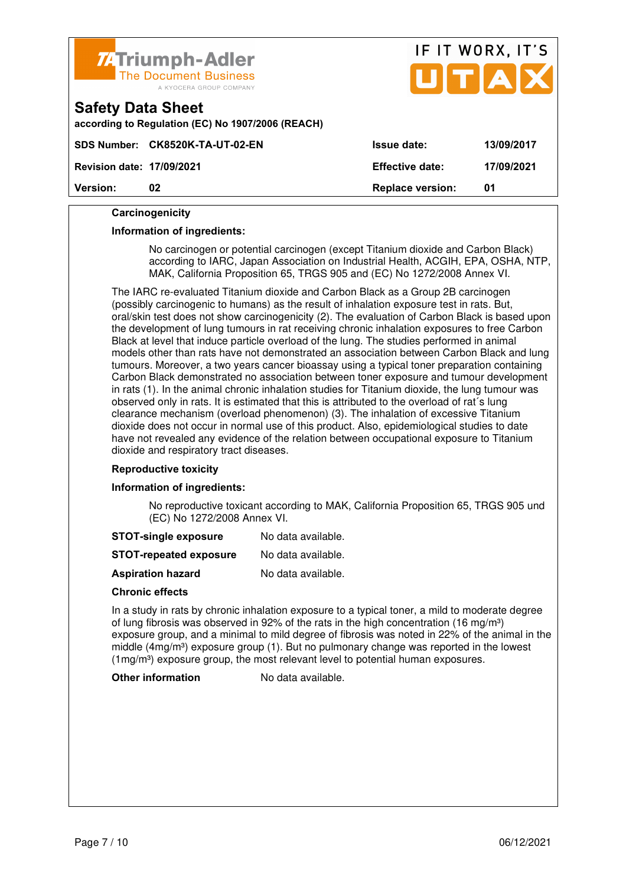#### Carcinogenicity

**Information of ingredients:**

No carcinogen or potential carcinogen (except Titanium dioxide and Carbon Black) according to IARC, Japan Association on Industrial Health, ACGIH, EPA, OSHA, NTP, MAK, California Proposition 65, TRGS 905 and (EC) No 1272/2008 Annex VI.

The IARC re-evaluated Titanium dioxide and Carbon Black as a Group 2B carcinogen (possibly carcinogenic to humans) as the result of inhalation exposure test in rats. But, oral/skin test does not show carcinogenicity (2). The evaluation of Carbon Black is based upon the development of lung tumours in rat receiving chronic inhalation exposures to free Carbon Black at level that induce particle overload of the lung. The studies performed in animal models other than rats have not demonstrated an association between Carbon Black and lung tumours. Moreover, a two years cancer bioassay using a typical toner preparation containing Carbon Black demonstrated no association between toner exposure and tumour development in rats (1). In the animal chronic inhalation studies for Titanium dioxide, the lung tumour was observed only in rats. It is estimated that this is attributed to the overload of rat´s lung clearance mechanism (overload phenomenon) (3). The inhalation of excessive Titanium dioxide does not occur in normal use of this product. Also, epidemiological studies to date have not revealed any evidence of the relation between occupational exposure to Titanium dioxide and respiratory tract diseases.

#### Reproductive toxicity

**Information of ingredients:**

No reproductive toxicant according to MAK, California Proposition 65, TRGS 905 und (EC) No 1272/2008 Annex VI.

**STOT-single exposure** No data available.

**STOT-repeated exposure** No data available.

**Aspiration hazard** No data available.

#### Chronic effects

In a study in rats by chronic inhalation exposure to a typical toner, a mild to moderate degree of lung fibrosis was observed in 92% of the rats in the high concentration (16 mg/m³) exposure group, and a minimal to mild degree of fibrosis was noted in 22% of the animal in the middle (4mg/m³) exposure group (1). But no pulmonary change was reported in the lowest (1mg/m³) exposure group, the most relevant level to potential human exposures.

**Other information** No data available.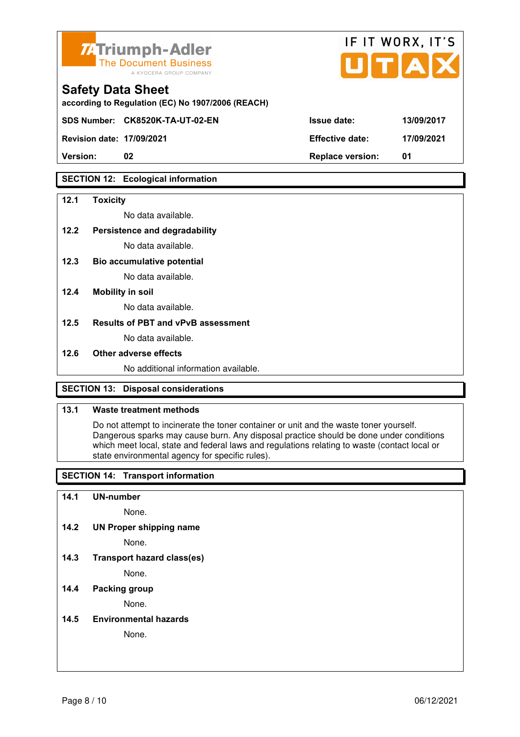Safety Data Sheet

according to Regulation (EC) No 1907/2006 (REACH)

| SDS Number: | CK8520K-TA-UT-02-EN | Issue date: | 13/09/2017 |
|---|---|---|---|
| Revision date: | 17/09/2021 | Effective date: | 17/09/2021 |
| Version: | 02 | Replace version: | 01 |

## SECTION 12: Ecological information

**12.1 Toxicity**

No data available.

**12.2 Persistence and degradability**

No data available.

**12.3 Bio accumulative potential**

No data available.

**12.4 Mobility in soil**

No data available.

**12.5 Results of PBT and vPvB assessment**

No data available.

**12.6 Other adverse effects**

No additional information available.

## SECTION 13: Disposal considerations

**13.1 Waste treatment methods**

Do not attempt to incinerate the toner container or unit and the waste toner yourself. Dangerous sparks may cause burn. Any disposal practice should be done under conditions which meet local, state and federal laws and regulations relating to waste (contact local or state environmental agency for specific rules).

## SECTION 14: Transport information

**14.1 UN-number**

None.

**14.2 UN Proper shipping name**

None.

**14.3 Transport hazard class(es)**

None.

**14.4 Packing group**

None.

**14.5 Environmental hazards**

None.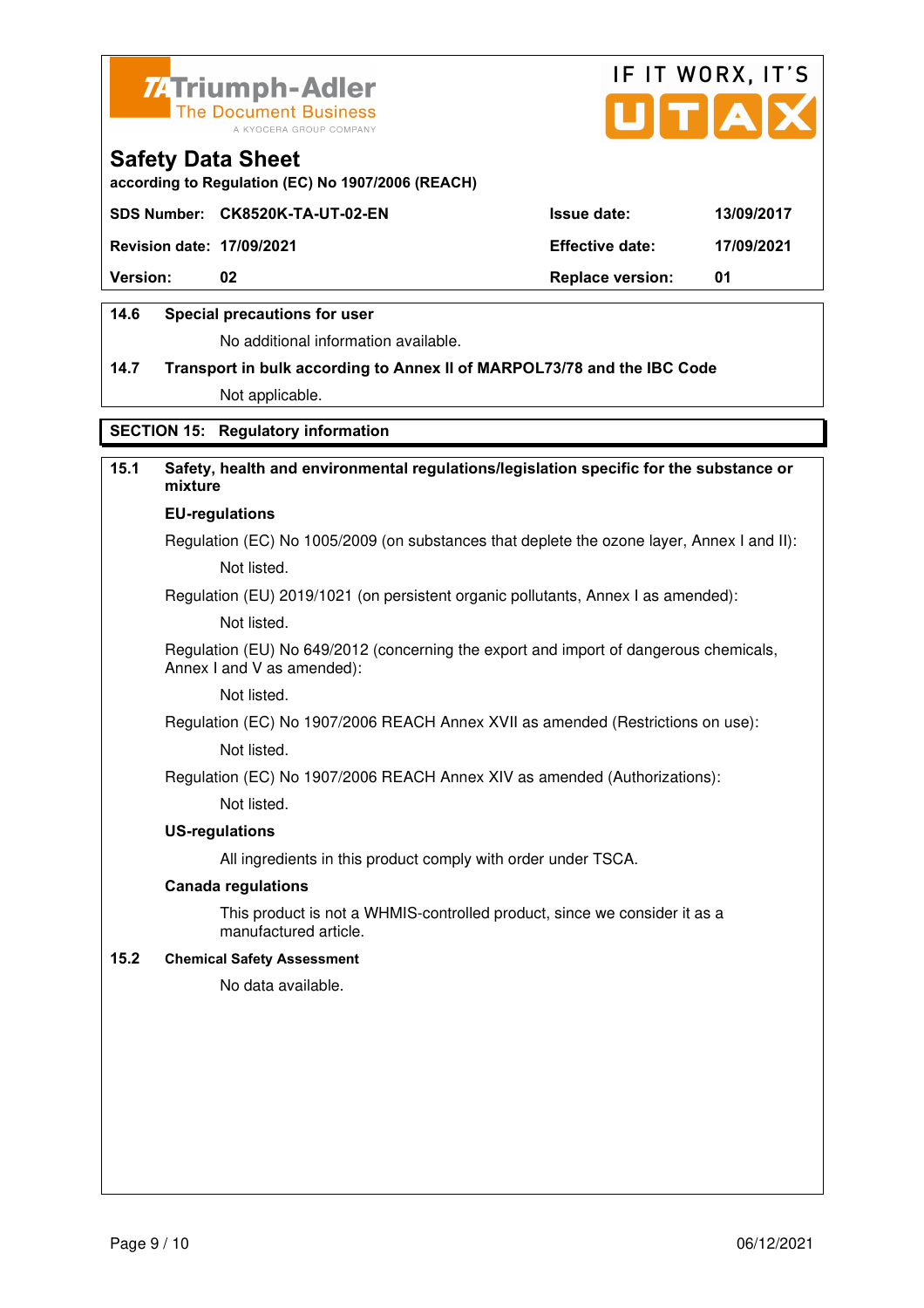**14.6 Special precautions for user**

No additional information available.

**14.7 Transport in bulk according to Annex II of MARPOL73/78 and the IBC Code**

Not applicable.

## SECTION 15: Regulatory information

### 15.1 Safety, health and environmental regulations/legislation specific for the substance or mixture

**EU-regulations**

Regulation (EC) No 1005/2009 (on substances that deplete the ozone layer, Annex I and II):

Not listed.

Regulation (EU) 2019/1021 (on persistent organic pollutants, Annex I as amended):

Not listed.

Regulation (EU) No 649/2012 (concerning the export and import of dangerous chemicals, Annex I and V as amended):

Not listed.

Regulation (EC) No 1907/2006 REACH Annex XVII as amended (Restrictions on use):

Not listed.

Regulation (EC) No 1907/2006 REACH Annex XIV as amended (Authorizations):

Not listed.

**US-regulations**

All ingredients in this product comply with order under TSCA.

**Canada regulations**

This product is not a WHMIS-controlled product, since we consider it as a manufactured article.

### 15.2 Chemical Safety Assessment

No data available.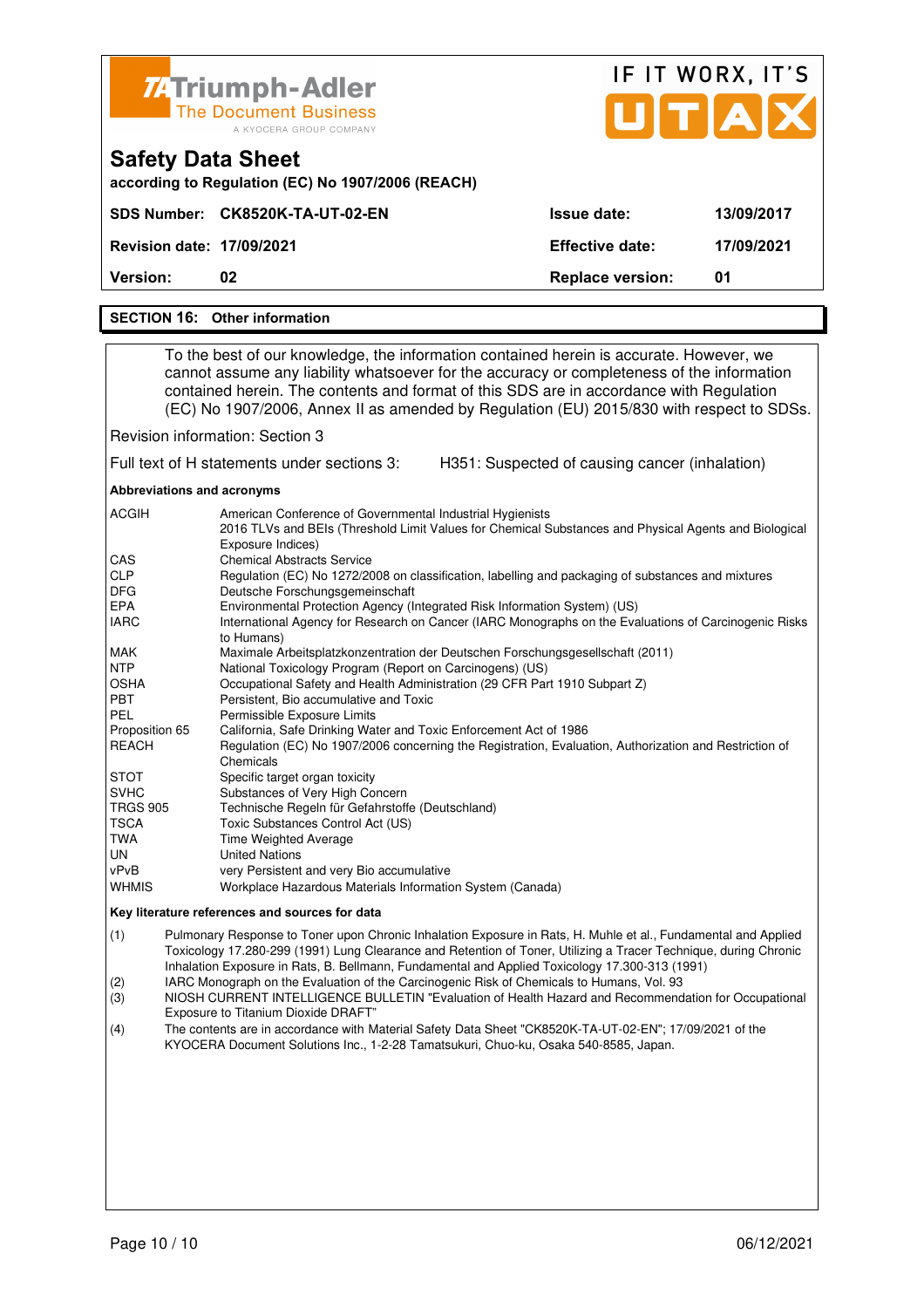## SECTION 16: Other information

To the best of our knowledge, the information contained herein is accurate. However, we cannot assume any liability whatsoever for the accuracy or completeness of the information contained herein. The contents and format of this SDS are in accordance with Regulation (EC) No 1907/2006, Annex II as amended by Regulation (EU) 2015/830 with respect to SDSs.

Revision information: Section 3

Full text of H statements under sections 3: H351: Suspected of causing cancer (inhalation)

**Abbreviations and acronyms**

| | |
|---|---|
| ACGIH | American Conference of Governmental Industrial Hygienists<br>2016 TLVs and BEIs (Threshold Limit Values for Chemical Substances and Physical Agents and Biological Exposure Indices) |
| CAS | Chemical Abstracts Service |
| CLP | Regulation (EC) No 1272/2008 on classification, labelling and packaging of substances and mixtures |
| DFG | Deutsche Forschungsgemeinschaft |
| EPA | Environmental Protection Agency (Integrated Risk Information System) (US) |
| IARC | International Agency for Research on Cancer (IARC Monographs on the Evaluations of Carcinogenic Risks to Humans) |
| MAK | Maximale Arbeitsplatzkonzentration der Deutschen Forschungsgesellschaft (2011) |
| NTP | National Toxicology Program (Report on Carcinogens) (US) |
| OSHA | Occupational Safety and Health Administration (29 CFR Part 1910 Subpart Z) |
| PBT | Persistent, Bio accumulative and Toxic |
| PEL | Permissible Exposure Limits |
| Proposition 65 | California, Safe Drinking Water and Toxic Enforcement Act of 1986 |
| REACH | Regulation (EC) No 1907/2006 concerning the Registration, Evaluation, Authorization and Restriction of Chemicals |
| STOT | Specific target organ toxicity |
| SVHC | Substances of Very High Concern |
| TRGS 905 | Technische Regeln für Gefahrstoffe (Deutschland) |
| TSCA | Toxic Substances Control Act (US) |
| TWA | Time Weighted Average |
| UN | United Nations |
| vPvB | very Persistent and very Bio accumulative |
| WHMIS | Workplace Hazardous Materials Information System (Canada) |

**Key literature references and sources for data**

(1) Pulmonary Response to Toner upon Chronic Inhalation Exposure in Rats, H. Muhle et al., Fundamental and Applied Toxicology 17.280-299 (1991) Lung Clearance and Retention of Toner, Utilizing a Tracer Technique, during Chronic Inhalation Exposure in Rats, B. Bellmann, Fundamental and Applied Toxicology 17.300-313 (1991)

(2) IARC Monograph on the Evaluation of the Carcinogenic Risk of Chemicals to Humans, Vol. 93

(3) NIOSH CURRENT INTELLIGENCE BULLETIN "Evaluation of Health Hazard and Recommendation for Occupational Exposure to Titanium Dioxide DRAFT"

(4) The contents are in accordance with Material Safety Data Sheet "CK8520K-TA-UT-02-EN"; 17/09/2021 of the KYOCERA Document Solutions Inc., 1-2-28 Tamatsukuri, Chuo-ku, Osaka 540-8585, Japan.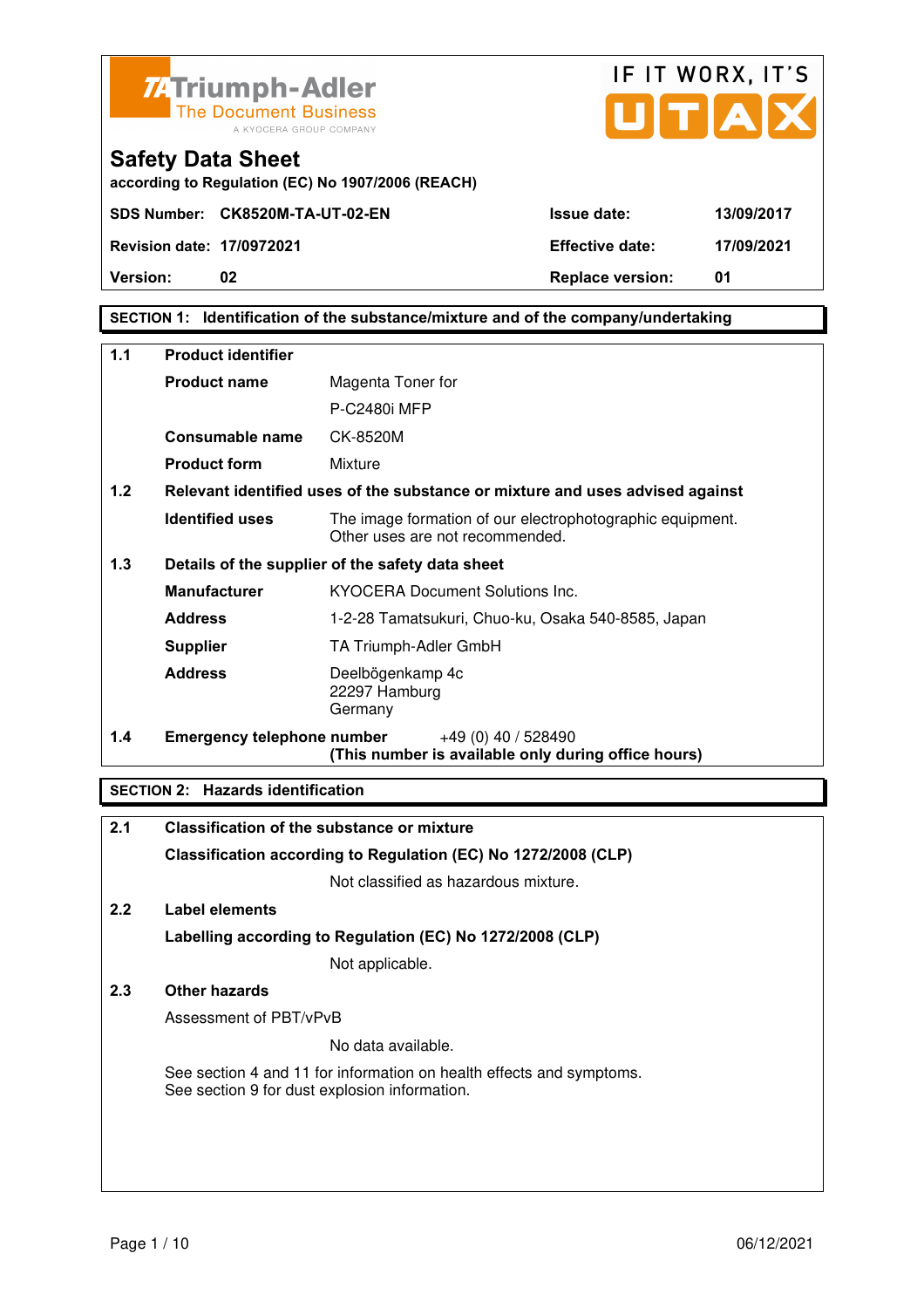Triumph-Adler
The Document Business
A KYOCERA GROUP COMPANY

IF IT WORX, IT'S UTAX

# Safety Data Sheet

according to Regulation (EC) No 1907/2006 (REACH)

| | | | |
|---|---|---|---|
| **SDS Number:** | **CK8520M-TA-UT-02-EN** | **Issue date:** | **13/09/2017** |
| **Revision date:** | **17/0972021** | **Effective date:** | **17/09/2021** |
| **Version:** | **02** | **Replace version:** | **01** |

## SECTION 1: Identification of the substance/mixture and of the company/undertaking

**1.1 Product identifier**

| | |
|---|---|
| **Product name** | Magenta Toner for P-C2480i MFP |
| **Consumable name** | CK-8520M |
| **Product form** | Mixture |

**1.2 Relevant identified uses of the substance or mixture and uses advised against**

| | |
|---|---|
| **Identified uses** | The image formation of our electrophotographic equipment. Other uses are not recommended. |

**1.3 Details of the supplier of the safety data sheet**

| | |
|---|---|
| **Manufacturer** | KYOCERA Document Solutions Inc. |
| **Address** | 1-2-28 Tamatsukuri, Chuo-ku, Osaka 540-8585, Japan |
| **Supplier** | TA Triumph-Adler GmbH |
| **Address** | Deelbögenkamp 4c<br>22297 Hamburg<br>Germany |

**1.4 Emergency telephone number** +49 (0) 40 / 528490
**(This number is available only during office hours)**

## SECTION 2: Hazards identification

**2.1 Classification of the substance or mixture**

**Classification according to Regulation (EC) No 1272/2008 (CLP)**

Not classified as hazardous mixture.

**2.2 Label elements**

**Labelling according to Regulation (EC) No 1272/2008 (CLP)**

Not applicable.

**2.3 Other hazards**

Assessment of PBT/vPvB

No data available.

See section 4 and 11 for information on health effects and symptoms.
See section 9 for dust explosion information.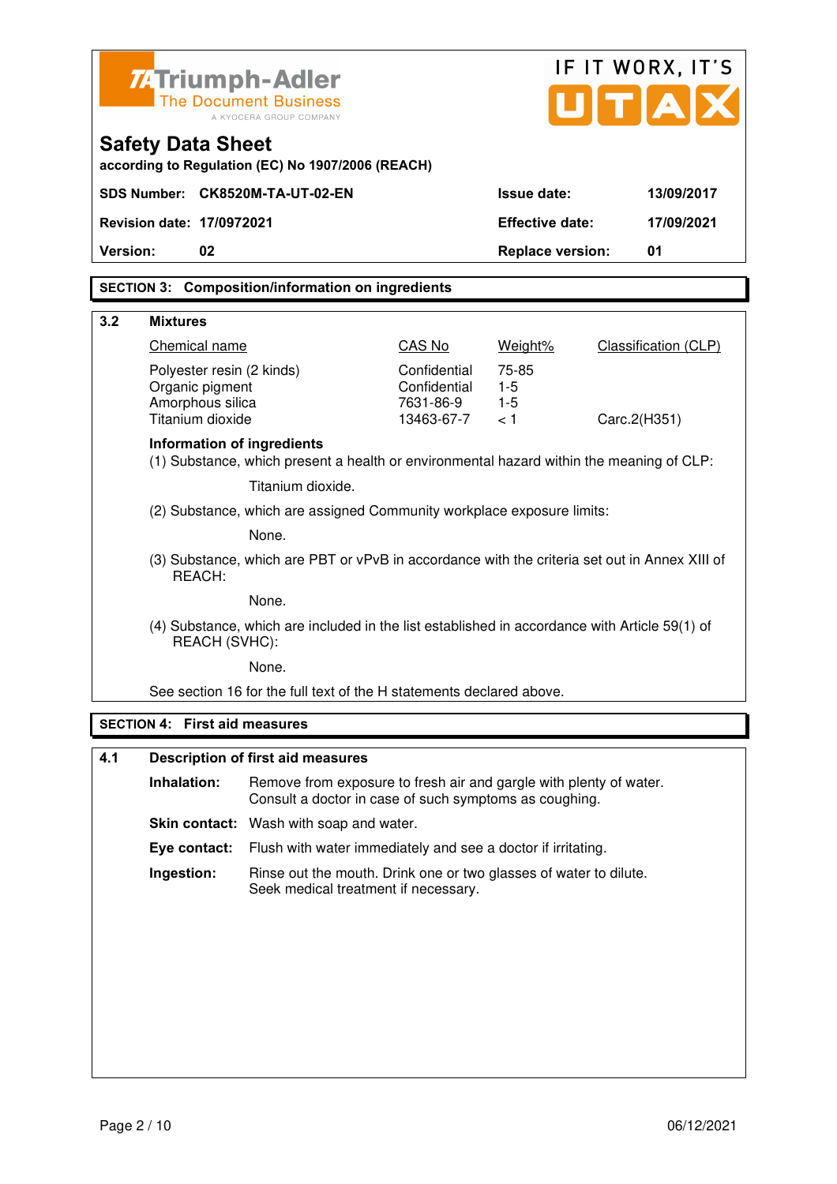**Safety Data Sheet**

according to Regulation (EC) No 1907/2006 (REACH)

| | | | |
|---|---|---|---|
| **SDS Number:** | **CK8520M-TA-UT-02-EN** | **Issue date:** | **13/09/2017** |
| **Revision date:** | **17/0972021** | **Effective date:** | **17/09/2021** |
| **Version:** | **02** | **Replace version:** | **01** |

## SECTION 3: Composition/information on ingredients

### 3.2 Mixtures

| Chemical name | CAS No | Weight% | Classification (CLP) |
|---|---|---|---|
| Polyester resin (2 kinds) | Confidential | 75-85 | |
| Organic pigment | Confidential | 1-5 | |
| Amorphous silica | 7631-86-9 | 1-5 | |
| Titanium dioxide | 13463-67-7 | < 1 | Carc.2(H351) |

**Information of ingredients**

(1) Substance, which present a health or environmental hazard within the meaning of CLP:

Titanium dioxide.

(2) Substance, which are assigned Community workplace exposure limits:

None.

(3) Substance, which are PBT or vPvB in accordance with the criteria set out in Annex XIII of REACH:

None.

(4) Substance, which are included in the list established in accordance with Article 59(1) of REACH (SVHC):

None.

See section 16 for the full text of the H statements declared above.

## SECTION 4: First aid measures

### 4.1 Description of first aid measures

**Inhalation:** Remove from exposure to fresh air and gargle with plenty of water. Consult a doctor in case of such symptoms as coughing.

**Skin contact:** Wash with soap and water.

**Eye contact:** Flush with water immediately and see a doctor if irritating.

**Ingestion:** Rinse out the mouth. Drink one or two glasses of water to dilute. Seek medical treatment if necessary.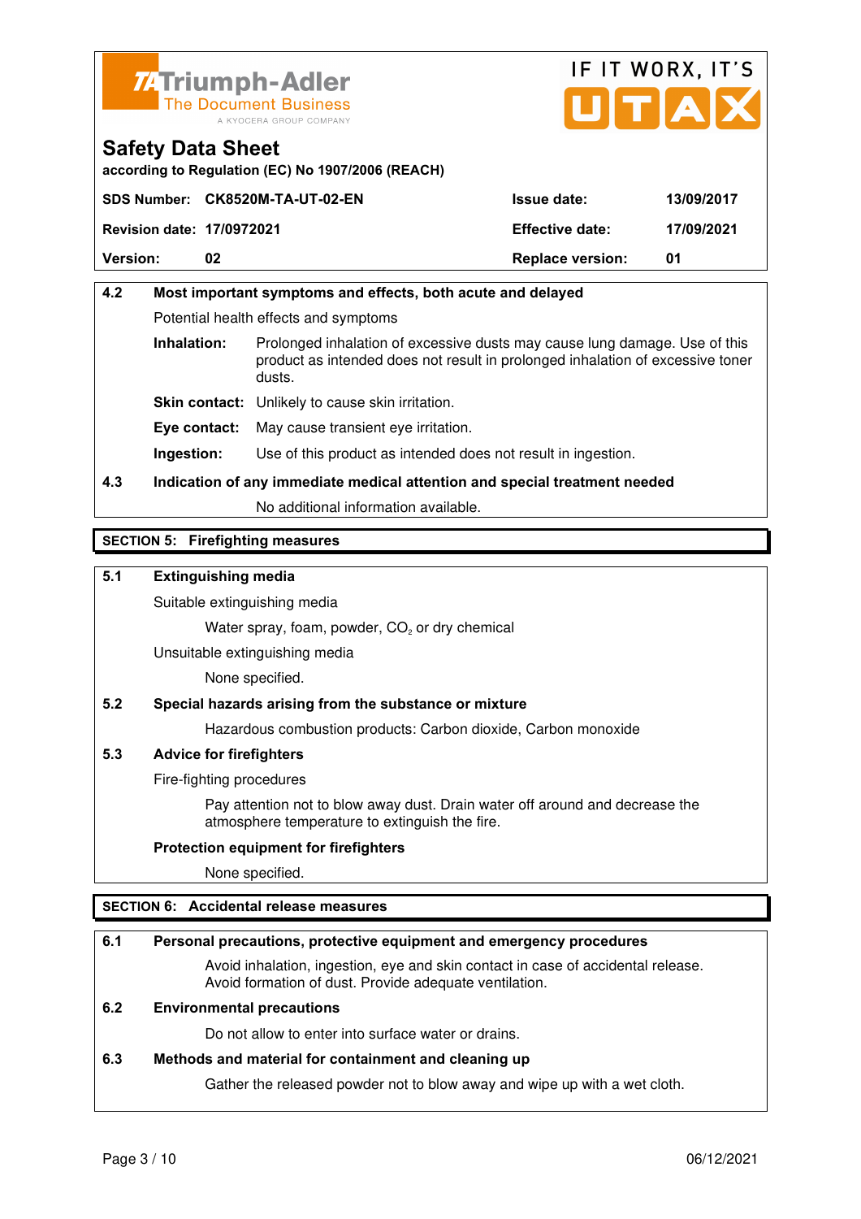**Safety Data Sheet**
according to Regulation (EC) No 1907/2006 (REACH)

| SDS Number: | CK8520M-TA-UT-02-EN | Issue date: | 13/09/2017 |
|---|---|---|---|
| Revision date: | 17/0972021 | Effective date: | 17/09/2021 |
| Version: | 02 | Replace version: | 01 |

### 4.2 Most important symptoms and effects, both acute and delayed

Potential health effects and symptoms

**Inhalation:** Prolonged inhalation of excessive dusts may cause lung damage. Use of this product as intended does not result in prolonged inhalation of excessive toner dusts.

**Skin contact:** Unlikely to cause skin irritation.

**Eye contact:** May cause transient eye irritation.

**Ingestion:** Use of this product as intended does not result in ingestion.

### 4.3 Indication of any immediate medical attention and special treatment needed

No additional information available.

## SECTION 5: Firefighting measures

### 5.1 Extinguishing media

Suitable extinguishing media

Water spray, foam, powder, $CO_2$ or dry chemical

Unsuitable extinguishing media

None specified.

### 5.2 Special hazards arising from the substance or mixture

Hazardous combustion products: Carbon dioxide, Carbon monoxide

### 5.3 Advice for firefighters

Fire-fighting procedures

Pay attention not to blow away dust. Drain water off around and decrease the atmosphere temperature to extinguish the fire.

**Protection equipment for firefighters**

None specified.

## SECTION 6: Accidental release measures

### 6.1 Personal precautions, protective equipment and emergency procedures

Avoid inhalation, ingestion, eye and skin contact in case of accidental release. Avoid formation of dust. Provide adequate ventilation.

### 6.2 Environmental precautions

Do not allow to enter into surface water or drains.

### 6.3 Methods and material for containment and cleaning up

Gather the released powder not to blow away and wipe up with a wet cloth.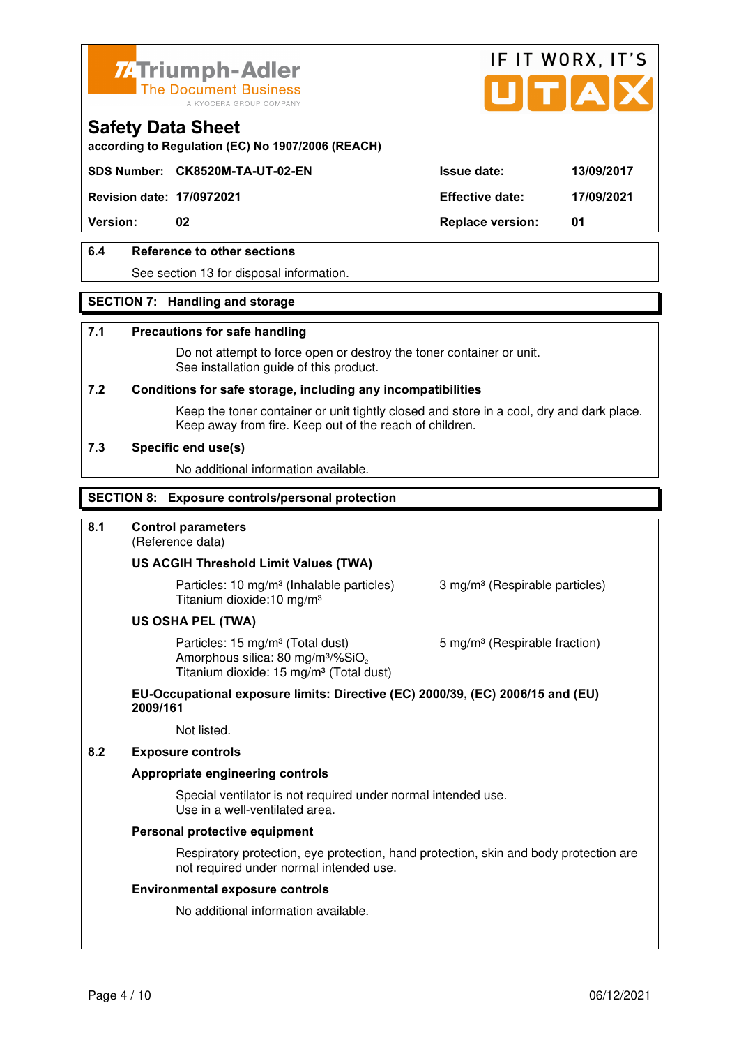# Safety Data Sheet

according to Regulation (EC) No 1907/2006 (REACH)

| | | | |
|---|---|---|---|
| **SDS Number:** | **CK8520M-TA-UT-02-EN** | **Issue date:** | **13/09/2017** |
| **Revision date:** | **17/0972021** | **Effective date:** | **17/09/2021** |
| **Version:** | **02** | **Replace version:** | **01** |

### 6.4 Reference to other sections

See section 13 for disposal information.

## SECTION 7: Handling and storage

### 7.1 Precautions for safe handling

Do not attempt to force open or destroy the toner container or unit.
See installation guide of this product.

### 7.2 Conditions for safe storage, including any incompatibilities

Keep the toner container or unit tightly closed and store in a cool, dry and dark place.
Keep away from fire. Keep out of the reach of children.

### 7.3 Specific end use(s)

No additional information available.

## SECTION 8: Exposure controls/personal protection

### 8.1 Control parameters

(Reference data)

**US ACGIH Threshold Limit Values (TWA)**

Particles: 10 mg/m³ (Inhalable particles) 3 mg/m³ (Respirable particles)
Titanium dioxide:10 mg/m³

**US OSHA PEL (TWA)**

Particles: 15 mg/m³ (Total dust) 5 mg/m³ (Respirable fraction)
Amorphous silica: 80 mg/m³/%$SiO_2$
Titanium dioxide: 15 mg/m³ (Total dust)

**EU-Occupational exposure limits: Directive (EC) 2000/39, (EC) 2006/15 and (EU) 2009/161**

Not listed.

### 8.2 Exposure controls

**Appropriate engineering controls**

Special ventilator is not required under normal intended use.
Use in a well-ventilated area.

**Personal protective equipment**

Respiratory protection, eye protection, hand protection, skin and body protection are not required under normal intended use.

**Environmental exposure controls**

No additional information available.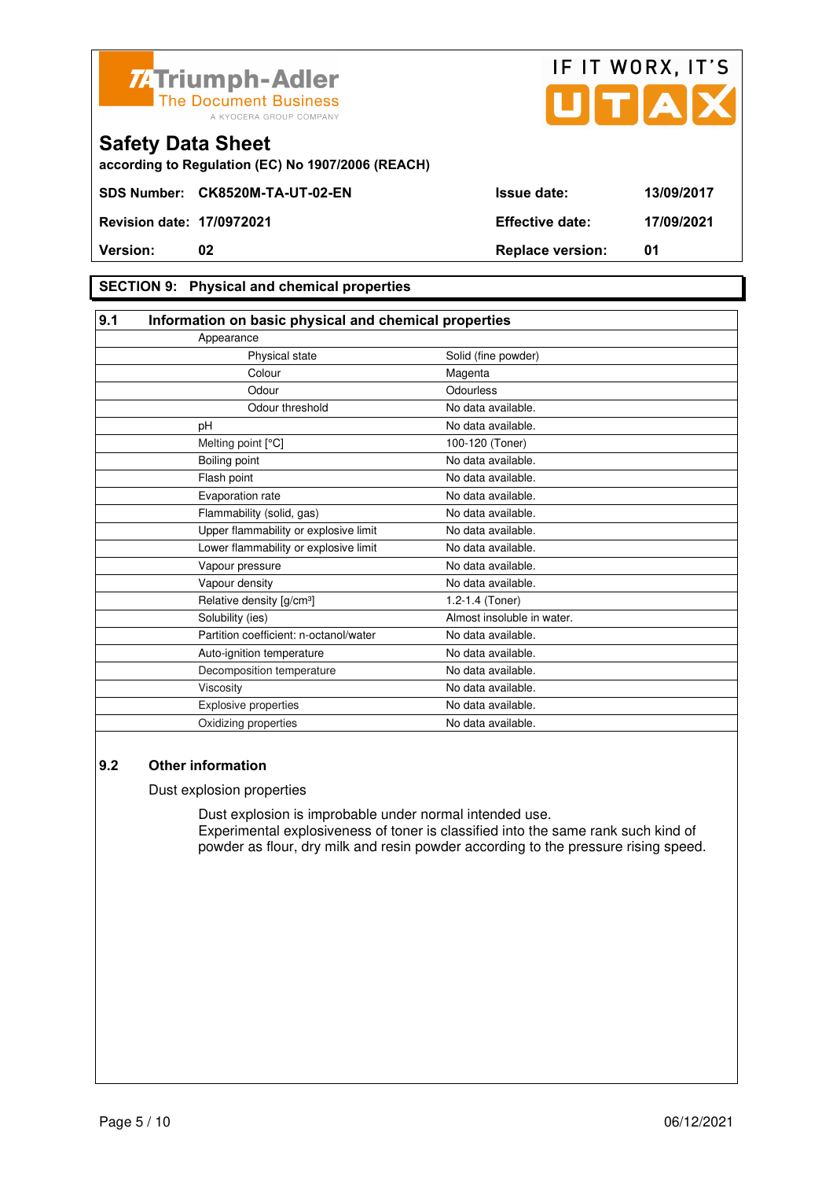## SECTION 9: Physical and chemical properties

### 9.1 Information on basic physical and chemical properties

| Property | Value |
|---|---|
| Appearance | |
| Physical state | Solid (fine powder) |
| Colour | Magenta |
| Odour | Odourless |
| Odour threshold | No data available. |
| pH | No data available. |
| Melting point [°C] | 100-120 (Toner) |
| Boiling point | No data available. |
| Flash point | No data available. |
| Evaporation rate | No data available. |
| Flammability (solid, gas) | No data available. |
| Upper flammability or explosive limit | No data available. |
| Lower flammability or explosive limit | No data available. |
| Vapour pressure | No data available. |
| Vapour density | No data available. |
| Relative density [g/cm³] | 1.2-1.4 (Toner) |
| Solubility (ies) | Almost insoluble in water. |
| Partition coefficient: n-octanol/water | No data available. |
| Auto-ignition temperature | No data available. |
| Decomposition temperature | No data available. |
| Viscosity | No data available. |
| Explosive properties | No data available. |
| Oxidizing properties | No data available. |

### 9.2 Other information

Dust explosion properties

Dust explosion is improbable under normal intended use.
Experimental explosiveness of toner is classified into the same rank such kind of powder as flour, dry milk and resin powder according to the pressure rising speed.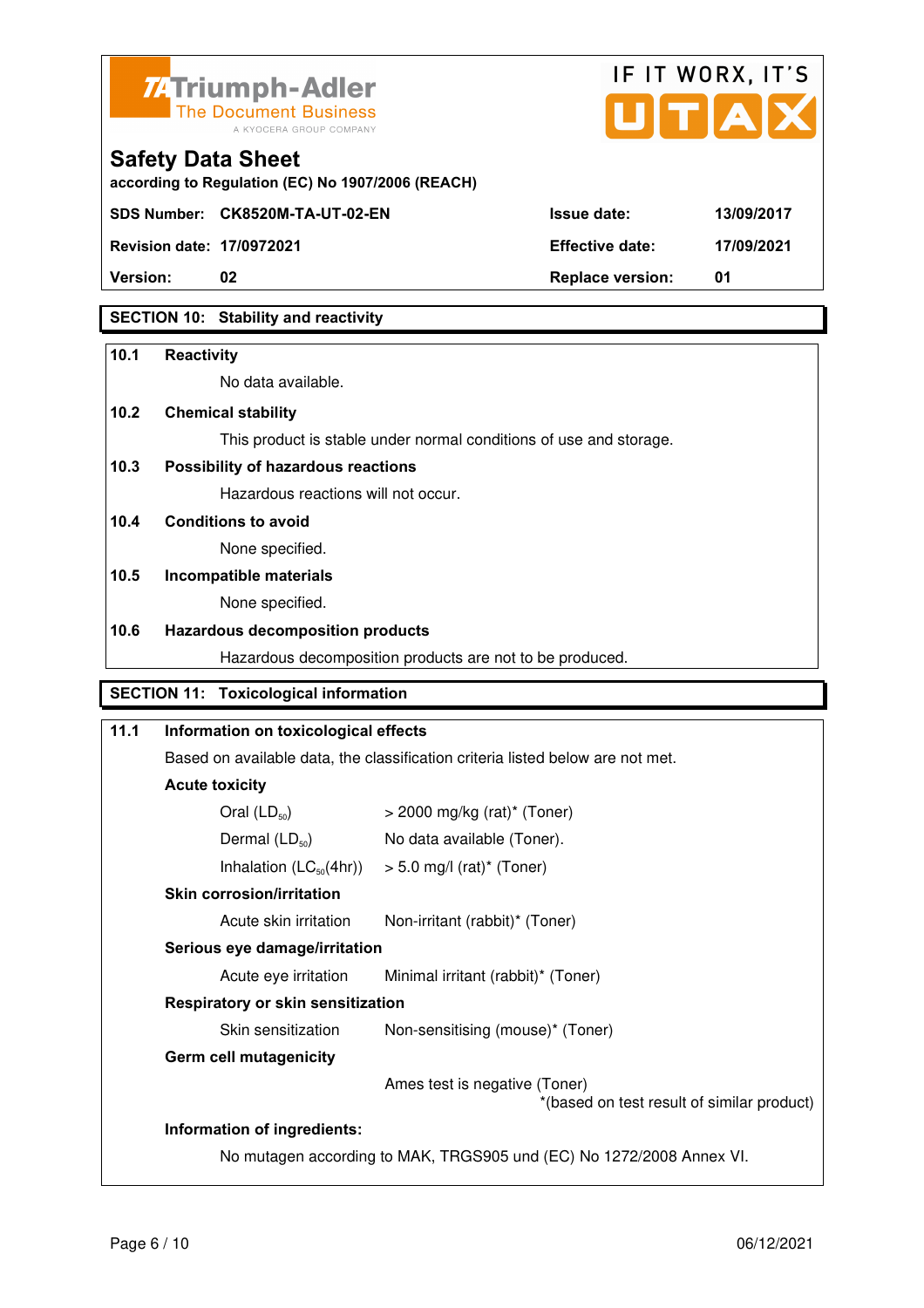## SECTION 10: Stability and reactivity

**10.1 Reactivity**

No data available.

**10.2 Chemical stability**

This product is stable under normal conditions of use and storage.

**10.3 Possibility of hazardous reactions**

Hazardous reactions will not occur.

**10.4 Conditions to avoid**

None specified.

**10.5 Incompatible materials**

None specified.

**10.6 Hazardous decomposition products**

Hazardous decomposition products are not to be produced.

## SECTION 11: Toxicological information

**11.1 Information on toxicological effects**

Based on available data, the classification criteria listed below are not met.

**Acute toxicity**

| | |
|---|---|
| Oral ($LD_{50}$) | > 2000 mg/kg (rat)* (Toner) |
| Dermal ($LD_{50}$) | No data available (Toner). |
| Inhalation ($LC_{50}$(4hr)) | > 5.0 mg/l (rat)* (Toner) |

**Skin corrosion/irritation**

| | |
|---|---|
| Acute skin irritation | Non-irritant (rabbit)* (Toner) |

**Serious eye damage/irritation**

| | |
|---|---|
| Acute eye irritation | Minimal irritant (rabbit)* (Toner) |

**Respiratory or skin sensitization**

| | |
|---|---|
| Skin sensitization | Non-sensitising (mouse)* (Toner) |

**Germ cell mutagenicity**

Ames test is negative (Toner)

*(based on test result of similar product)

**Information of ingredients:**

No mutagen according to MAK, TRGS905 und (EC) No 1272/2008 Annex VI.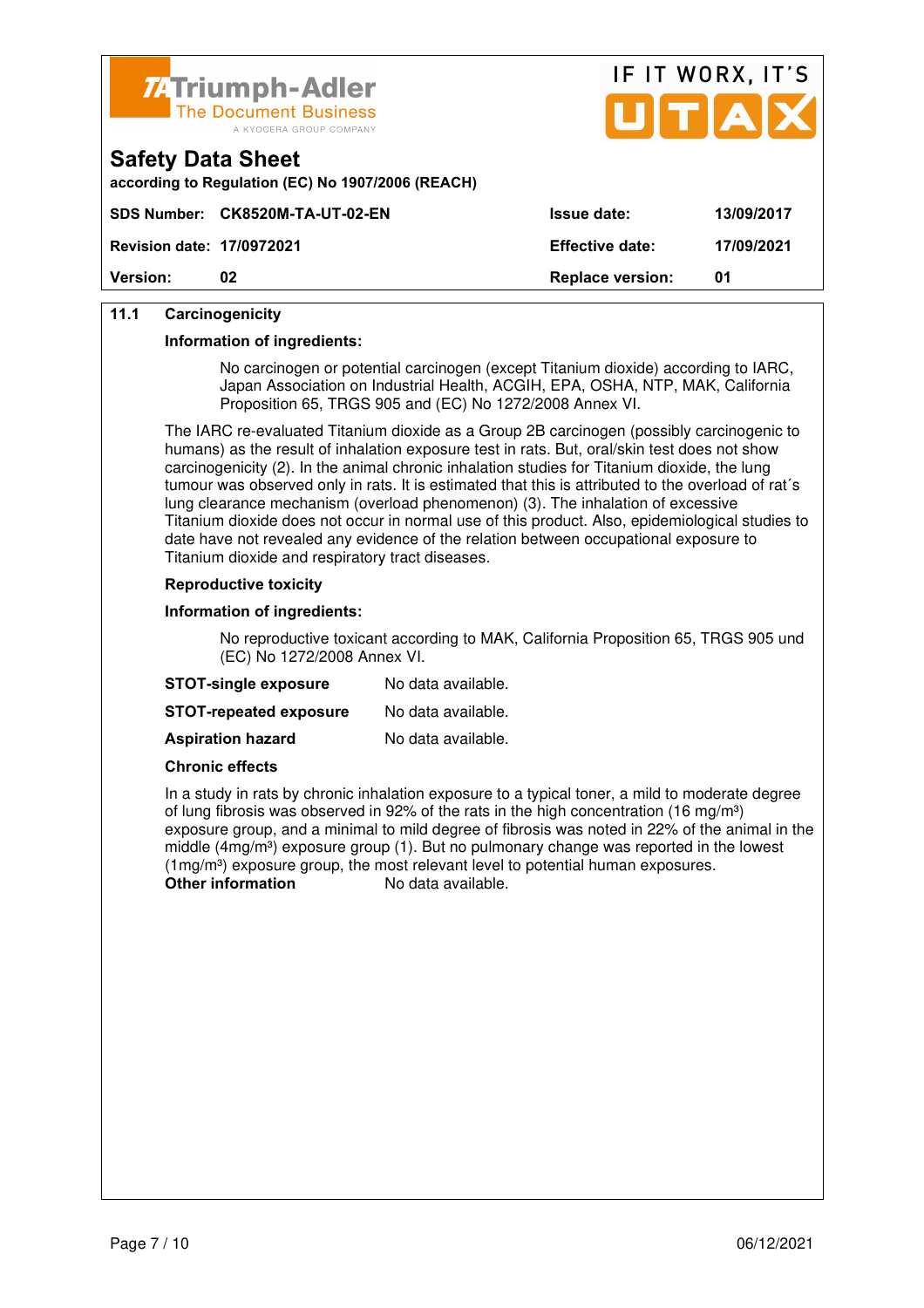# Safety Data Sheet

according to Regulation (EC) No 1907/2006 (REACH)

| SDS Number: | CK8520M-TA-UT-02-EN | Issue date: | 13/09/2017 |
|---|---|---|---|
| Revision date: | 17/0972021 | Effective date: | 17/09/2021 |
| Version: | 02 | Replace version: | 01 |

**11.1 Carcinogenicity**

**Information of ingredients:**

No carcinogen or potential carcinogen (except Titanium dioxide) according to IARC, Japan Association on Industrial Health, ACGIH, EPA, OSHA, NTP, MAK, California Proposition 65, TRGS 905 and (EC) No 1272/2008 Annex VI.

The IARC re-evaluated Titanium dioxide as a Group 2B carcinogen (possibly carcinogenic to humans) as the result of inhalation exposure test in rats. But, oral/skin test does not show carcinogenicity (2). In the animal chronic inhalation studies for Titanium dioxide, the lung tumour was observed only in rats. It is estimated that this is attributed to the overload of rat´s lung clearance mechanism (overload phenomenon) (3). The inhalation of excessive Titanium dioxide does not occur in normal use of this product. Also, epidemiological studies to date have not revealed any evidence of the relation between occupational exposure to Titanium dioxide and respiratory tract diseases.

**Reproductive toxicity**

**Information of ingredients:**

No reproductive toxicant according to MAK, California Proposition 65, TRGS 905 und (EC) No 1272/2008 Annex VI.

**STOT-single exposure** No data available.

**STOT-repeated exposure** No data available.

**Aspiration hazard** No data available.

**Chronic effects**

In a study in rats by chronic inhalation exposure to a typical toner, a mild to moderate degree of lung fibrosis was observed in 92% of the rats in the high concentration (16 mg/m³) exposure group, and a minimal to mild degree of fibrosis was noted in 22% of the animal in the middle (4mg/m³) exposure group (1). But no pulmonary change was reported in the lowest (1mg/m³) exposure group, the most relevant level to potential human exposures.

**Other information** No data available.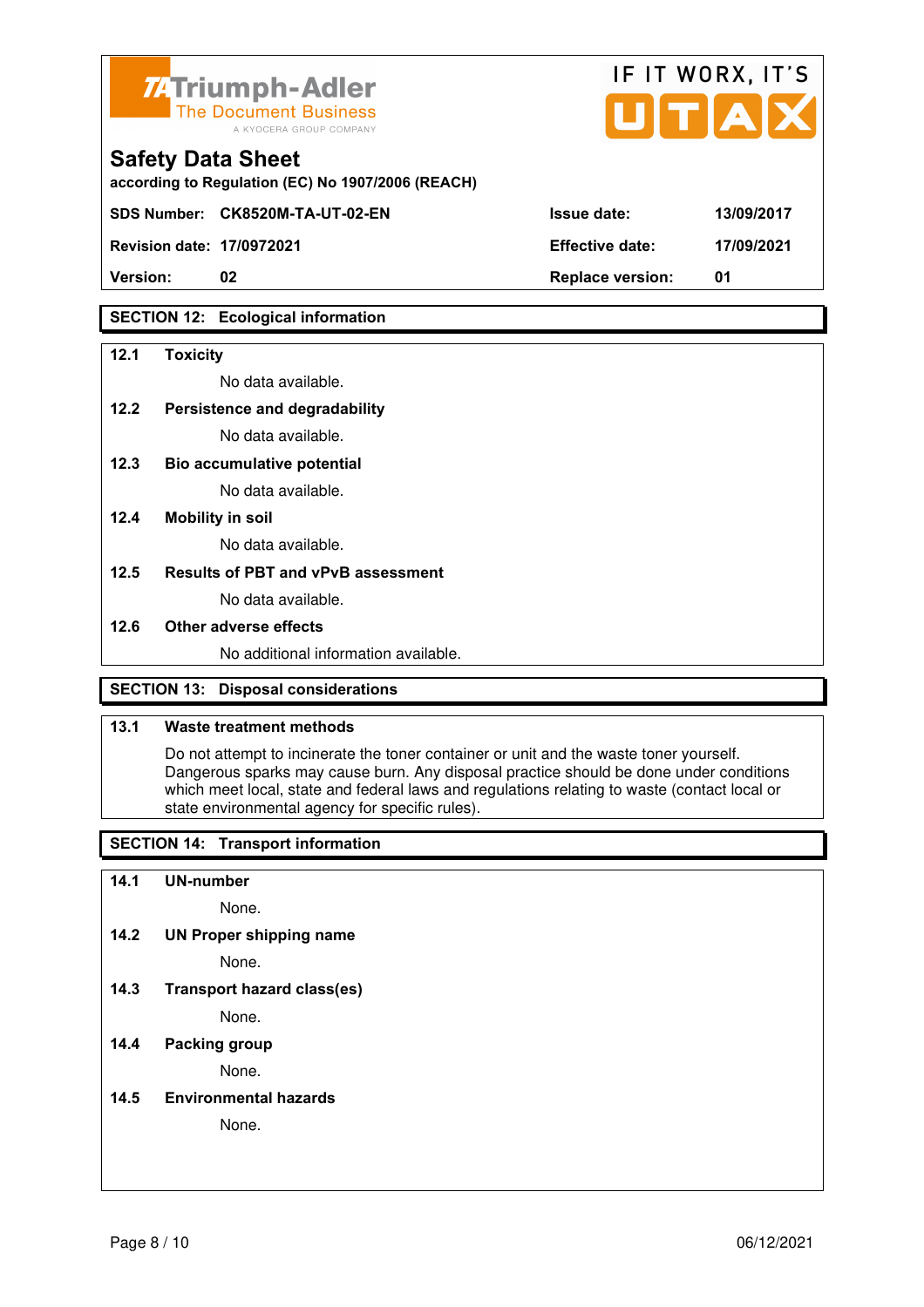## Safety Data Sheet

according to Regulation (EC) No 1907/2006 (REACH)

| SDS Number: | CK8520M-TA-UT-02-EN | Issue date: | 13/09/2017 |
|---|---|---|---|
| Revision date: | 17/0972021 | Effective date: | 17/09/2021 |
| Version: | 02 | Replace version: | 01 |

## SECTION 12: Ecological information

**12.1 Toxicity**

No data available.

**12.2 Persistence and degradability**

No data available.

**12.3 Bio accumulative potential**

No data available.

**12.4 Mobility in soil**

No data available.

**12.5 Results of PBT and vPvB assessment**

No data available.

**12.6 Other adverse effects**

No additional information available.

## SECTION 13: Disposal considerations

**13.1 Waste treatment methods**

Do not attempt to incinerate the toner container or unit and the waste toner yourself. Dangerous sparks may cause burn. Any disposal practice should be done under conditions which meet local, state and federal laws and regulations relating to waste (contact local or state environmental agency for specific rules).

## SECTION 14: Transport information

**14.1 UN-number**

None.

**14.2 UN Proper shipping name**

None.

**14.3 Transport hazard class(es)**

None.

**14.4 Packing group**

None.

**14.5 Environmental hazards**

None.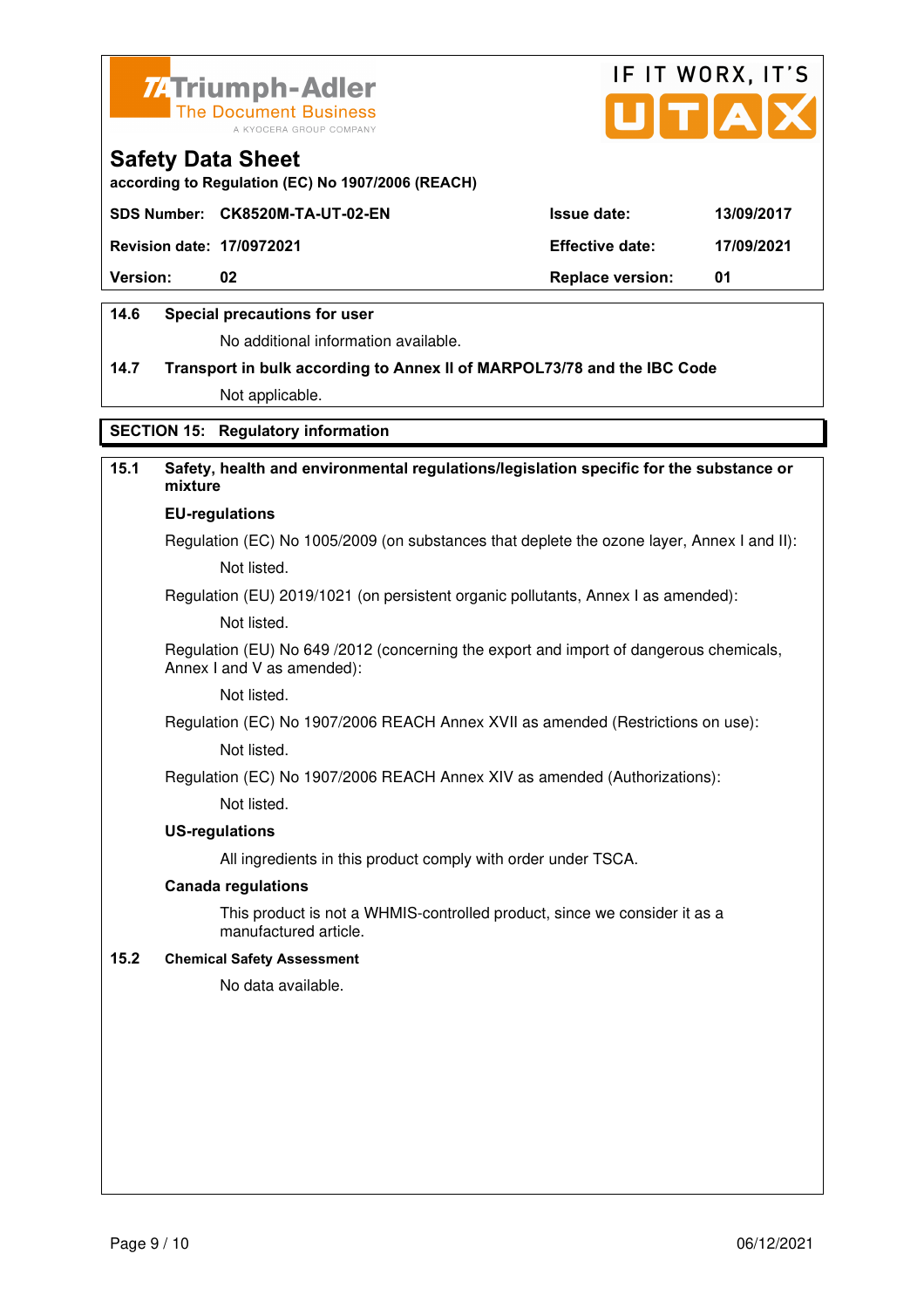**14.6 Special precautions for user**

No additional information available.

**14.7 Transport in bulk according to Annex II of MARPOL73/78 and the IBC Code**

Not applicable.

## SECTION 15: Regulatory information

**15.1 Safety, health and environmental regulations/legislation specific for the substance or mixture**

**EU-regulations**

Regulation (EC) No 1005/2009 (on substances that deplete the ozone layer, Annex I and II):

Not listed.

Regulation (EU) 2019/1021 (on persistent organic pollutants, Annex I as amended):

Not listed.

Regulation (EU) No 649 /2012 (concerning the export and import of dangerous chemicals, Annex I and V as amended):

Not listed.

Regulation (EC) No 1907/2006 REACH Annex XVII as amended (Restrictions on use):

Not listed.

Regulation (EC) No 1907/2006 REACH Annex XIV as amended (Authorizations):

Not listed.

**US-regulations**

All ingredients in this product comply with order under TSCA.

**Canada regulations**

This product is not a WHMIS-controlled product, since we consider it as a manufactured article.

**15.2 Chemical Safety Assessment**

No data available.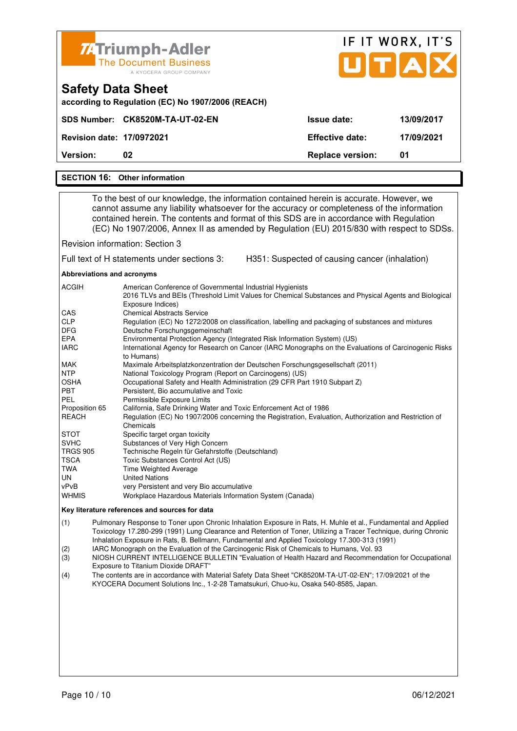Triumph-Adler
The Document Business
A KYOCERA GROUP COMPANY

IF IT WORX, IT'S UTAX

# Safety Data Sheet

**according to Regulation (EC) No 1907/2006 (REACH)**

| **SDS Number:** | **CK8520M-TA-UT-02-EN** | **Issue date:** | **13/09/2017** |
|---|---|---|---|
| **Revision date:** | **17/0972021** | **Effective date:** | **17/09/2021** |
| **Version:** | **02** | **Replace version:** | **01** |

## SECTION 16: Other information

To the best of our knowledge, the information contained herein is accurate. However, we cannot assume any liability whatsoever for the accuracy or completeness of the information contained herein. The contents and format of this SDS are in accordance with Regulation (EC) No 1907/2006, Annex II as amended by Regulation (EU) 2015/830 with respect to SDSs.

Revision information: Section 3

Full text of H statements under sections 3: H351: Suspected of causing cancer (inhalation)

**Abbreviations and acronyms**

| | |
|---|---|
| ACGIH | American Conference of Governmental Industrial Hygienists 2016 TLVs and BEIs (Threshold Limit Values for Chemical Substances and Physical Agents and Biological Exposure Indices) |
| CAS | Chemical Abstracts Service |
| CLP | Regulation (EC) No 1272/2008 on classification, labelling and packaging of substances and mixtures |
| DFG | Deutsche Forschungsgemeinschaft |
| EPA | Environmental Protection Agency (Integrated Risk Information System) (US) |
| IARC | International Agency for Research on Cancer (IARC Monographs on the Evaluations of Carcinogenic Risks to Humans) |
| MAK | Maximale Arbeitsplatzkonzentration der Deutschen Forschungsgesellschaft (2011) |
| NTP | National Toxicology Program (Report on Carcinogens) (US) |
| OSHA | Occupational Safety and Health Administration (29 CFR Part 1910 Subpart Z) |
| PBT | Persistent, Bio accumulative and Toxic |
| PEL | Permissible Exposure Limits |
| Proposition 65 | California, Safe Drinking Water and Toxic Enforcement Act of 1986 |
| REACH | Regulation (EC) No 1907/2006 concerning the Registration, Evaluation, Authorization and Restriction of Chemicals |
| STOT | Specific target organ toxicity |
| SVHC | Substances of Very High Concern |
| TRGS 905 | Technische Regeln für Gefahrstoffe (Deutschland) |
| TSCA | Toxic Substances Control Act (US) |
| TWA | Time Weighted Average |
| UN | United Nations |
| vPvB | very Persistent and very Bio accumulative |
| WHMIS | Workplace Hazardous Materials Information System (Canada) |

**Key literature references and sources for data**

(1) Pulmonary Response to Toner upon Chronic Inhalation Exposure in Rats, H. Muhle et al., Fundamental and Applied Toxicology 17.280-299 (1991) Lung Clearance and Retention of Toner, Utilizing a Tracer Technique, during Chronic Inhalation Exposure in Rats, B. Bellmann, Fundamental and Applied Toxicology 17.300-313 (1991)

(2) IARC Monograph on the Evaluation of the Carcinogenic Risk of Chemicals to Humans, Vol. 93

(3) NIOSH CURRENT INTELLIGENCE BULLETIN "Evaluation of Health Hazard and Recommendation for Occupational Exposure to Titanium Dioxide DRAFT"

(4) The contents are in accordance with Material Safety Data Sheet "CK8520M-TA-UT-02-EN"; 17/09/2021 of the KYOCERA Document Solutions Inc., 1-2-28 Tamatsukuri, Chuo-ku, Osaka 540-8585, Japan.

06/12/2021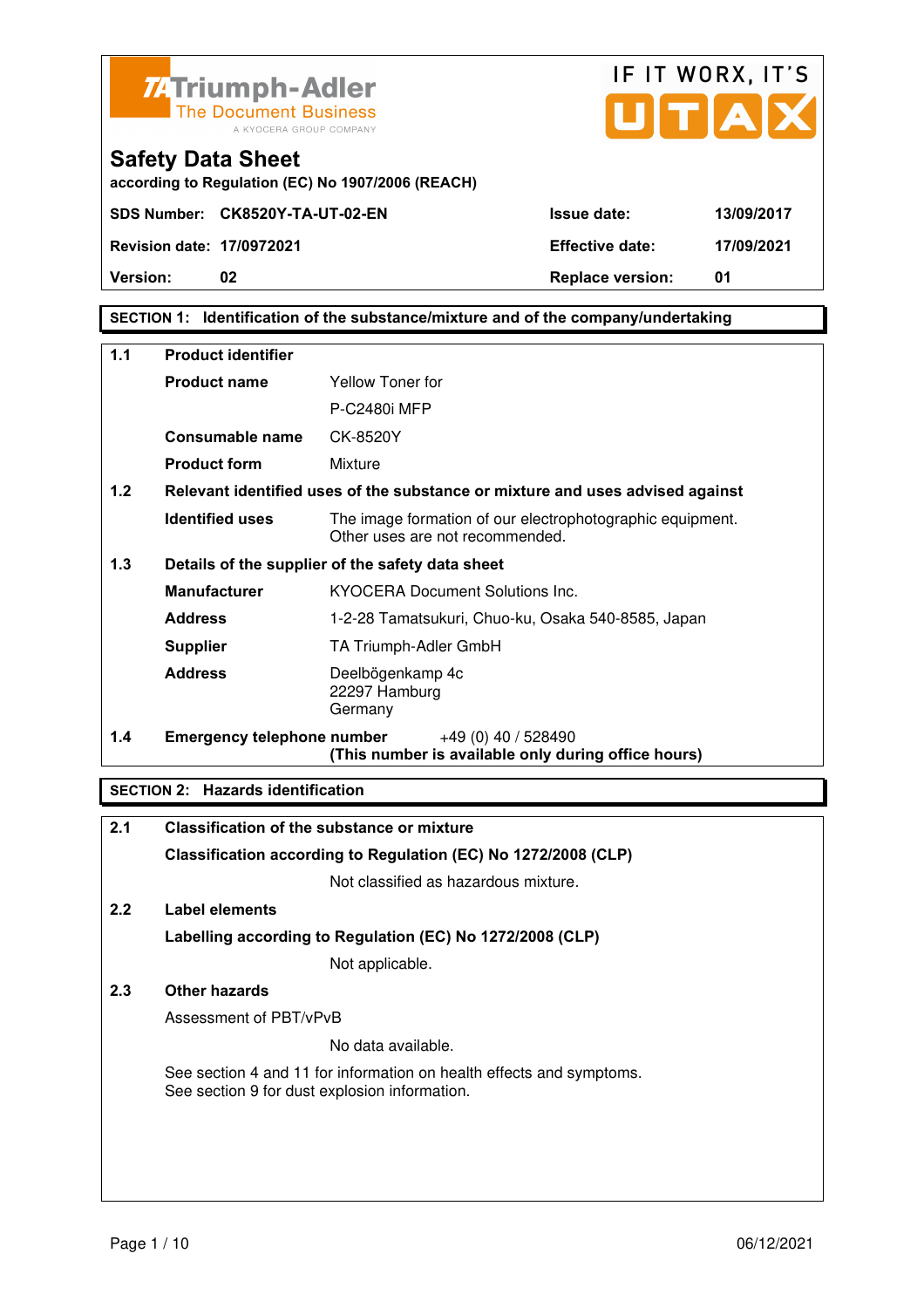Triumph-Adler
The Document Business
A KYOCERA GROUP COMPANY

IF IT WORX, IT'S UTAX

# Safety Data Sheet

according to Regulation (EC) No 1907/2006 (REACH)

| | | | |
|---|---|---|---|
| **SDS Number:** | **CK8520Y-TA-UT-02-EN** | **Issue date:** | **13/09/2017** |
| **Revision date:** | **17/0972021** | **Effective date:** | **17/09/2021** |
| **Version:** | **02** | **Replace version:** | **01** |

## SECTION 1: Identification of the substance/mixture and of the company/undertaking

**1.1 Product identifier**

| | |
|---|---|
| **Product name** | Yellow Toner for P-C2480i MFP |
| **Consumable name** | CK-8520Y |
| **Product form** | Mixture |

**1.2 Relevant identified uses of the substance or mixture and uses advised against**

| | |
|---|---|
| **Identified uses** | The image formation of our electrophotographic equipment. Other uses are not recommended. |

**1.3 Details of the supplier of the safety data sheet**

| | |
|---|---|
| **Manufacturer** | KYOCERA Document Solutions Inc. |
| **Address** | 1-2-28 Tamatsukuri, Chuo-ku, Osaka 540-8585, Japan |
| **Supplier** | TA Triumph-Adler GmbH |
| **Address** | Deelbögenkamp 4c<br>22297 Hamburg<br>Germany |

**1.4 Emergency telephone number** +49 (0) 40 / 528490
**(This number is available only during office hours)**

## SECTION 2: Hazards identification

**2.1 Classification of the substance or mixture**

**Classification according to Regulation (EC) No 1272/2008 (CLP)**

Not classified as hazardous mixture.

**2.2 Label elements**

**Labelling according to Regulation (EC) No 1272/2008 (CLP)**

Not applicable.

**2.3 Other hazards**

Assessment of PBT/vPvB

No data available.

See section 4 and 11 for information on health effects and symptoms.
See section 9 for dust explosion information.

06/12/2021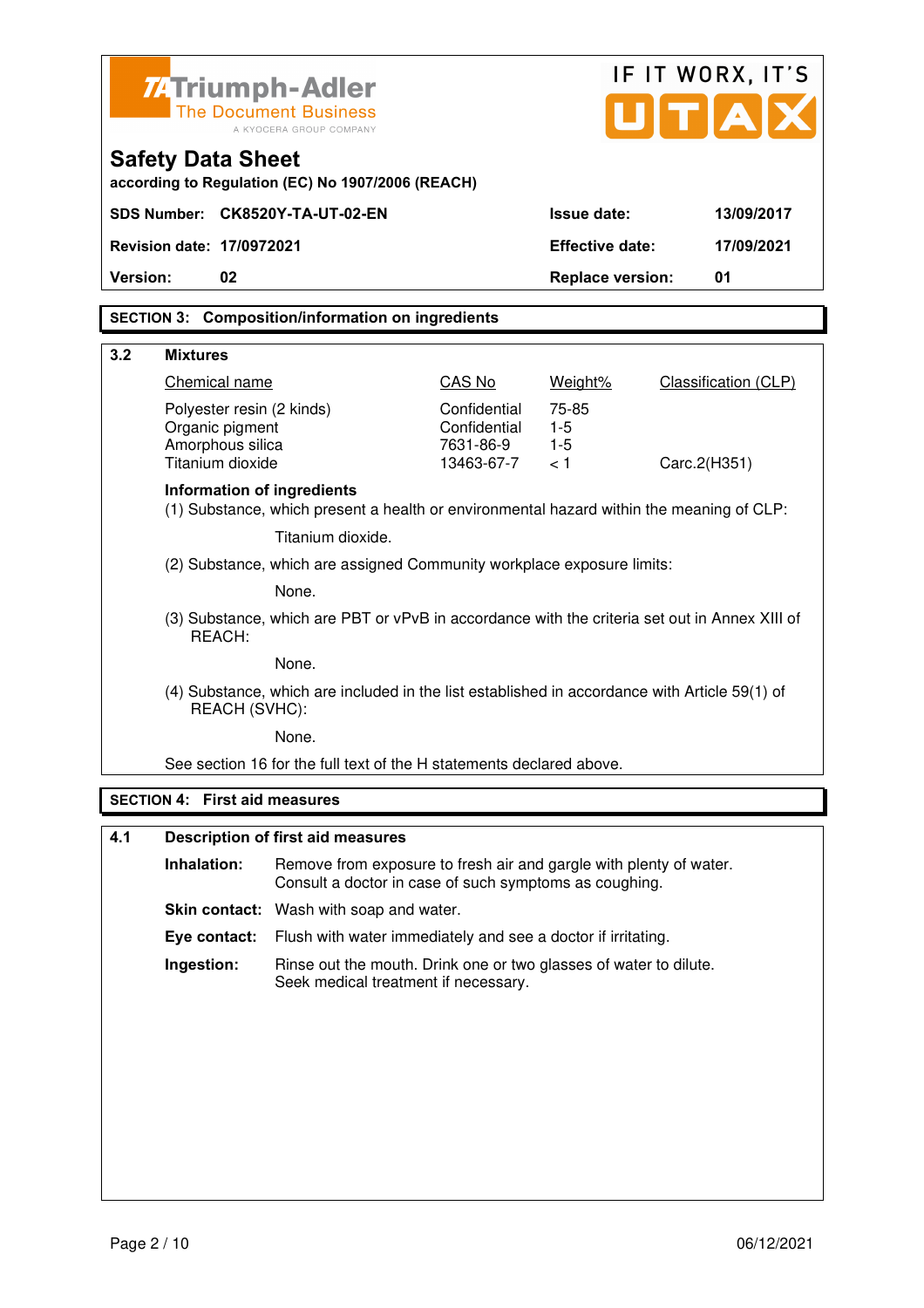Triumph-Adler
The Document Business
A KYOCERA GROUP COMPANY

IF IT WORX, IT'S UTAX

# Safety Data Sheet

**according to Regulation (EC) No 1907/2006 (REACH)**

| | | | |
|---|---|---|---|
| **SDS Number:** | **CK8520Y-TA-UT-02-EN** | **Issue date:** | **13/09/2017** |
| **Revision date:** | **17/0972021** | **Effective date:** | **17/09/2021** |
| **Version:** | **02** | **Replace version:** | **01** |

## SECTION 3: Composition/information on ingredients

### 3.2 Mixtures

| Chemical name | CAS No | Weight% | Classification (CLP) |
|---|---|---|---|
| Polyester resin (2 kinds) | Confidential | 75-85 | |
| Organic pigment | Confidential | 1-5 | |
| Amorphous silica | 7631-86-9 | 1-5 | |
| Titanium dioxide | 13463-67-7 | < 1 | Carc.2(H351) |

**Information of ingredients**

(1) Substance, which present a health or environmental hazard within the meaning of CLP:

Titanium dioxide.

(2) Substance, which are assigned Community workplace exposure limits:

None.

(3) Substance, which are PBT or vPvB in accordance with the criteria set out in Annex XIII of REACH:

None.

(4) Substance, which are included in the list established in accordance with Article 59(1) of REACH (SVHC):

None.

See section 16 for the full text of the H statements declared above.

## SECTION 4: First aid measures

### 4.1 Description of first aid measures

**Inhalation:** Remove from exposure to fresh air and gargle with plenty of water. Consult a doctor in case of such symptoms as coughing.

**Skin contact:** Wash with soap and water.

**Eye contact:** Flush with water immediately and see a doctor if irritating.

**Ingestion:** Rinse out the mouth. Drink one or two glasses of water to dilute. Seek medical treatment if necessary.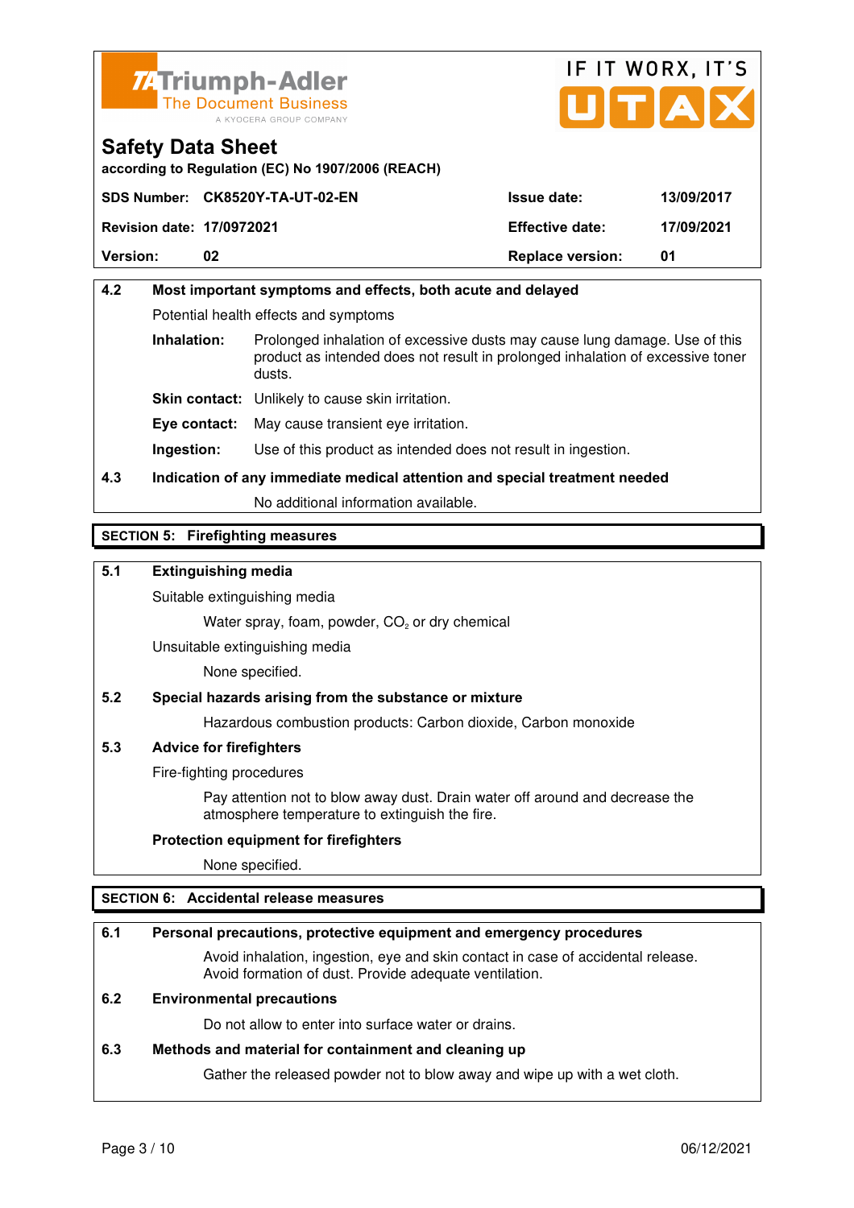**Safety Data Sheet**
according to Regulation (EC) No 1907/2006 (REACH)

| SDS Number: | CK8520Y-TA-UT-02-EN | Issue date: | 13/09/2017 |
|---|---|---|---|
| Revision date: | 17/0972021 | Effective date: | 17/09/2021 |
| Version: | 02 | Replace version: | 01 |

### 4.2 Most important symptoms and effects, both acute and delayed

Potential health effects and symptoms

**Inhalation:** Prolonged inhalation of excessive dusts may cause lung damage. Use of this product as intended does not result in prolonged inhalation of excessive toner dusts.

**Skin contact:** Unlikely to cause skin irritation.

**Eye contact:** May cause transient eye irritation.

**Ingestion:** Use of this product as intended does not result in ingestion.

### 4.3 Indication of any immediate medical attention and special treatment needed

No additional information available.

## SECTION 5: Firefighting measures

### 5.1 Extinguishing media

Suitable extinguishing media

Water spray, foam, powder, $CO_2$ or dry chemical

Unsuitable extinguishing media

None specified.

### 5.2 Special hazards arising from the substance or mixture

Hazardous combustion products: Carbon dioxide, Carbon monoxide

### 5.3 Advice for firefighters

Fire-fighting procedures

Pay attention not to blow away dust. Drain water off around and decrease the atmosphere temperature to extinguish the fire.

**Protection equipment for firefighters**

None specified.

## SECTION 6: Accidental release measures

### 6.1 Personal precautions, protective equipment and emergency procedures

Avoid inhalation, ingestion, eye and skin contact in case of accidental release. Avoid formation of dust. Provide adequate ventilation.

### 6.2 Environmental precautions

Do not allow to enter into surface water or drains.

### 6.3 Methods and material for containment and cleaning up

Gather the released powder not to blow away and wipe up with a wet cloth.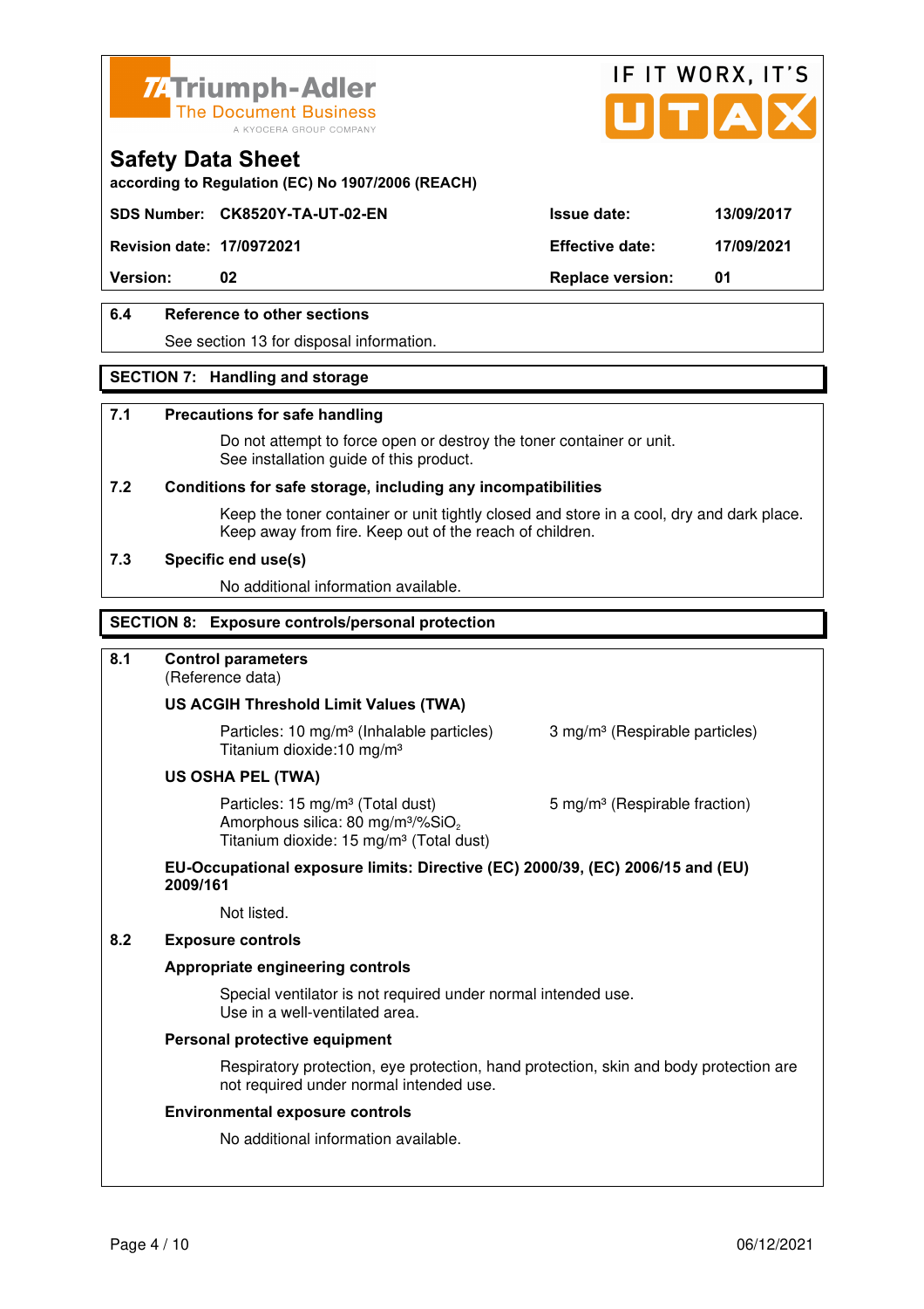## Safety Data Sheet

according to Regulation (EC) No 1907/2006 (REACH)

| SDS Number: | CK8520Y-TA-UT-02-EN | Issue date: | 13/09/2017 |
|---|---|---|---|
| Revision date: | 17/0972021 | Effective date: | 17/09/2021 |
| Version: | 02 | Replace version: | 01 |

### 6.4 Reference to other sections

See section 13 for disposal information.

## SECTION 7: Handling and storage

### 7.1 Precautions for safe handling

Do not attempt to force open or destroy the toner container or unit.
See installation guide of this product.

### 7.2 Conditions for safe storage, including any incompatibilities

Keep the toner container or unit tightly closed and store in a cool, dry and dark place.
Keep away from fire. Keep out of the reach of children.

### 7.3 Specific end use(s)

No additional information available.

## SECTION 8: Exposure controls/personal protection

### 8.1 Control parameters

(Reference data)

**US ACGIH Threshold Limit Values (TWA)**

Particles: 10 mg/m³ (Inhalable particles) 3 mg/m³ (Respirable particles)
Titanium dioxide:10 mg/m³

**US OSHA PEL (TWA)**

Particles: 15 mg/m³ (Total dust) 5 mg/m³ (Respirable fraction)
Amorphous silica: 80 mg/m³/%$SiO_2$
Titanium dioxide: 15 mg/m³ (Total dust)

**EU-Occupational exposure limits: Directive (EC) 2000/39, (EC) 2006/15 and (EU) 2009/161**

Not listed.

### 8.2 Exposure controls

**Appropriate engineering controls**

Special ventilator is not required under normal intended use.
Use in a well-ventilated area.

**Personal protective equipment**

Respiratory protection, eye protection, hand protection, skin and body protection are not required under normal intended use.

**Environmental exposure controls**

No additional information available.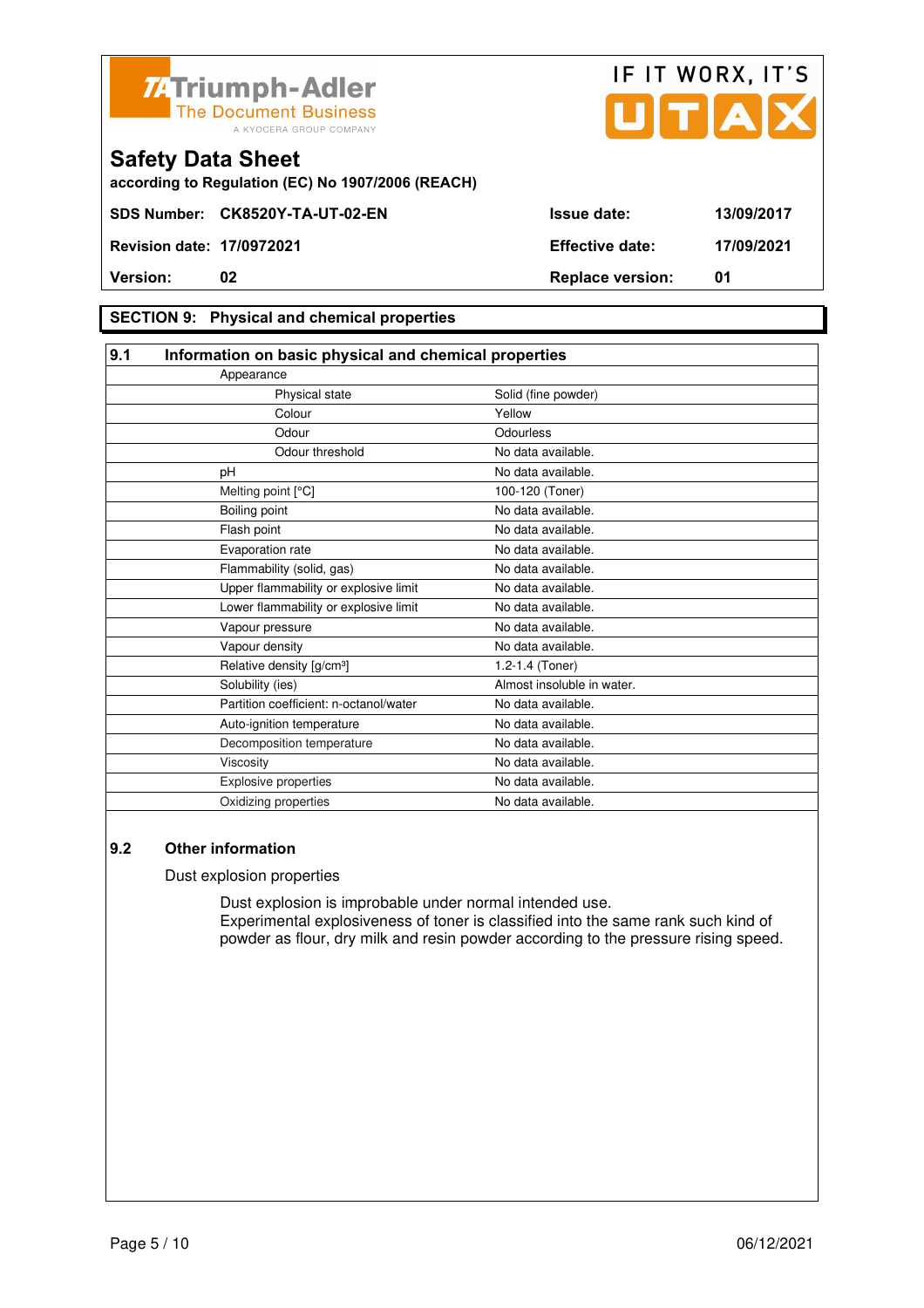## SECTION 9: Physical and chemical properties

### 9.1 Information on basic physical and chemical properties

| Property | Value |
|---|---|
| Appearance | |
| Physical state | Solid (fine powder) |
| Colour | Yellow |
| Odour | Odourless |
| Odour threshold | No data available. |
| pH | No data available. |
| Melting point [°C] | 100-120 (Toner) |
| Boiling point | No data available. |
| Flash point | No data available. |
| Evaporation rate | No data available. |
| Flammability (solid, gas) | No data available. |
| Upper flammability or explosive limit | No data available. |
| Lower flammability or explosive limit | No data available. |
| Vapour pressure | No data available. |
| Vapour density | No data available. |
| Relative density [g/cm³] | 1.2-1.4 (Toner) |
| Solubility (ies) | Almost insoluble in water. |
| Partition coefficient: n-octanol/water | No data available. |
| Auto-ignition temperature | No data available. |
| Decomposition temperature | No data available. |
| Viscosity | No data available. |
| Explosive properties | No data available. |
| Oxidizing properties | No data available. |

### 9.2 Other information

Dust explosion properties

Dust explosion is improbable under normal intended use.
Experimental explosiveness of toner is classified into the same rank such kind of powder as flour, dry milk and resin powder according to the pressure rising speed.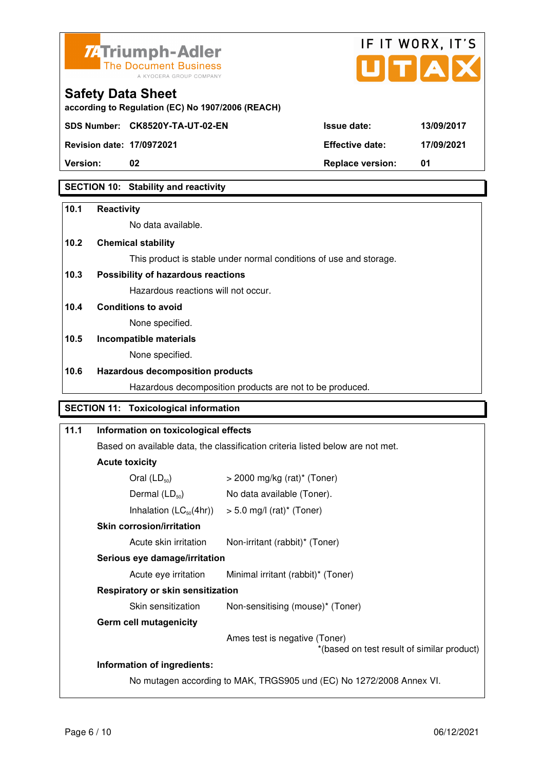Triumph-Adler
The Document Business
A KYOCERA GROUP COMPANY

IF IT WORX, IT'S UTAX

# Safety Data Sheet

according to Regulation (EC) No 1907/2006 (REACH)

| SDS Number: | CK8520Y-TA-UT-02-EN | Issue date: | 13/09/2017 |
|---|---|---|---|
| Revision date: | 17/0972021 | Effective date: | 17/09/2021 |
| Version: | 02 | Replace version: | 01 |

## SECTION 10: Stability and reactivity

**10.1 Reactivity**

No data available.

**10.2 Chemical stability**

This product is stable under normal conditions of use and storage.

**10.3 Possibility of hazardous reactions**

Hazardous reactions will not occur.

**10.4 Conditions to avoid**

None specified.

**10.5 Incompatible materials**

None specified.

**10.6 Hazardous decomposition products**

Hazardous decomposition products are not to be produced.

## SECTION 11: Toxicological information

**11.1 Information on toxicological effects**

Based on available data, the classification criteria listed below are not met.

**Acute toxicity**

| | |
|---|---|
| Oral ($LD_{50}$) | > 2000 mg/kg (rat)* (Toner) |
| Dermal ($LD_{50}$) | No data available (Toner). |
| Inhalation ($LC_{50}$(4hr)) | > 5.0 mg/l (rat)* (Toner) |

**Skin corrosion/irritation**

| | |
|---|---|
| Acute skin irritation | Non-irritant (rabbit)* (Toner) |

**Serious eye damage/irritation**

| | |
|---|---|
| Acute eye irritation | Minimal irritant (rabbit)* (Toner) |

**Respiratory or skin sensitization**

| | |
|---|---|
| Skin sensitization | Non-sensitising (mouse)* (Toner) |

**Germ cell mutagenicity**

Ames test is negative (Toner)

*(based on test result of similar product)

**Information of ingredients:**

No mutagen according to MAK, TRGS905 und (EC) No 1272/2008 Annex VI.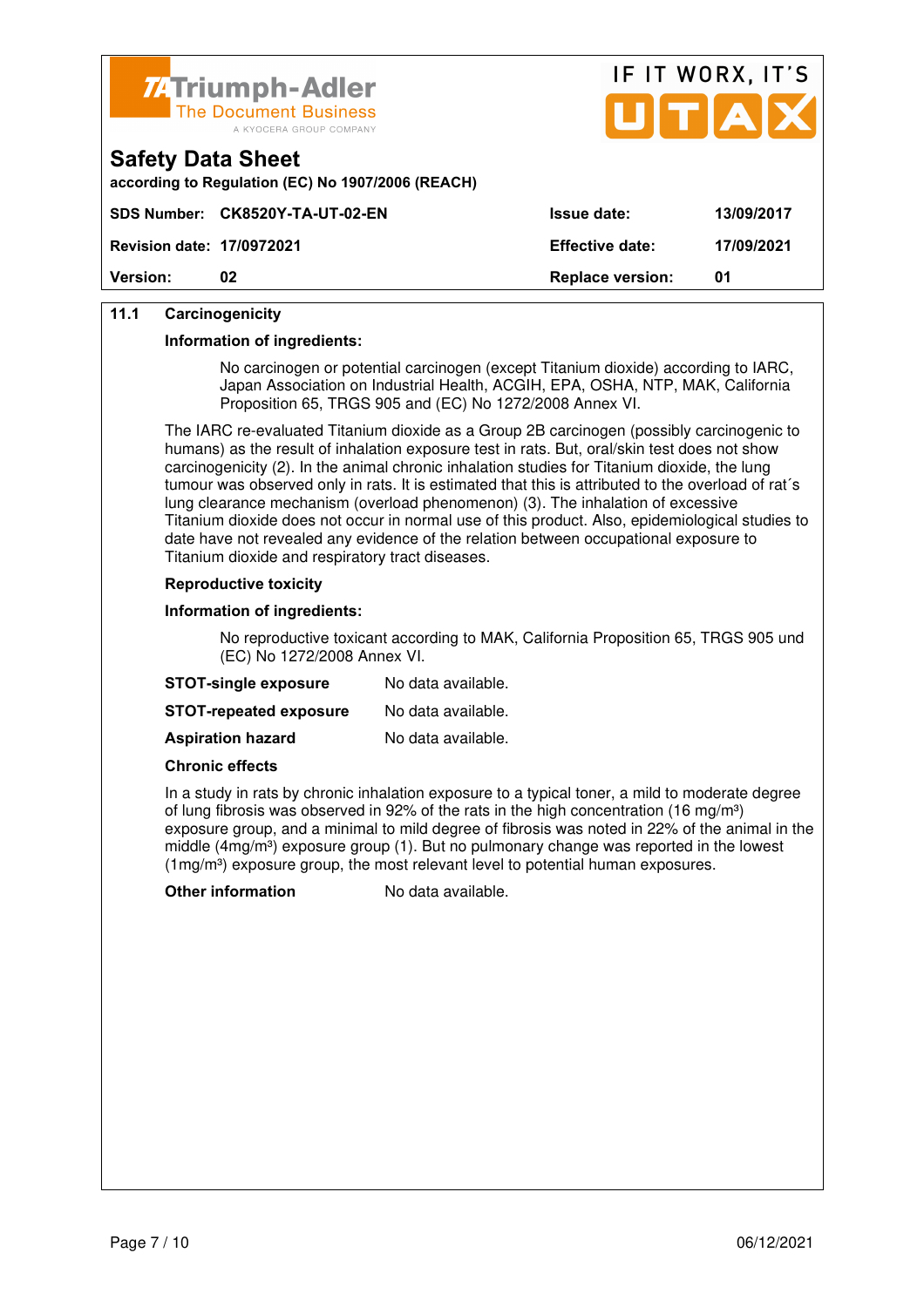## 11.1 Carcinogenicity

**Information of ingredients:**

No carcinogen or potential carcinogen (except Titanium dioxide) according to IARC, Japan Association on Industrial Health, ACGIH, EPA, OSHA, NTP, MAK, California Proposition 65, TRGS 905 and (EC) No 1272/2008 Annex VI.

The IARC re-evaluated Titanium dioxide as a Group 2B carcinogen (possibly carcinogenic to humans) as the result of inhalation exposure test in rats. But, oral/skin test does not show carcinogenicity (2). In the animal chronic inhalation studies for Titanium dioxide, the lung tumour was observed only in rats. It is estimated that this is attributed to the overload of rat´s lung clearance mechanism (overload phenomenon) (3). The inhalation of excessive Titanium dioxide does not occur in normal use of this product. Also, epidemiological studies to date have not revealed any evidence of the relation between occupational exposure to Titanium dioxide and respiratory tract diseases.

**Reproductive toxicity**

**Information of ingredients:**

No reproductive toxicant according to MAK, California Proposition 65, TRGS 905 und (EC) No 1272/2008 Annex VI.

**STOT-single exposure** No data available.

**STOT-repeated exposure** No data available.

**Aspiration hazard** No data available.

**Chronic effects**

In a study in rats by chronic inhalation exposure to a typical toner, a mild to moderate degree of lung fibrosis was observed in 92% of the rats in the high concentration (16 mg/m³) exposure group, and a minimal to mild degree of fibrosis was noted in 22% of the animal in the middle (4mg/m³) exposure group (1). But no pulmonary change was reported in the lowest (1mg/m³) exposure group, the most relevant level to potential human exposures.

**Other information** No data available.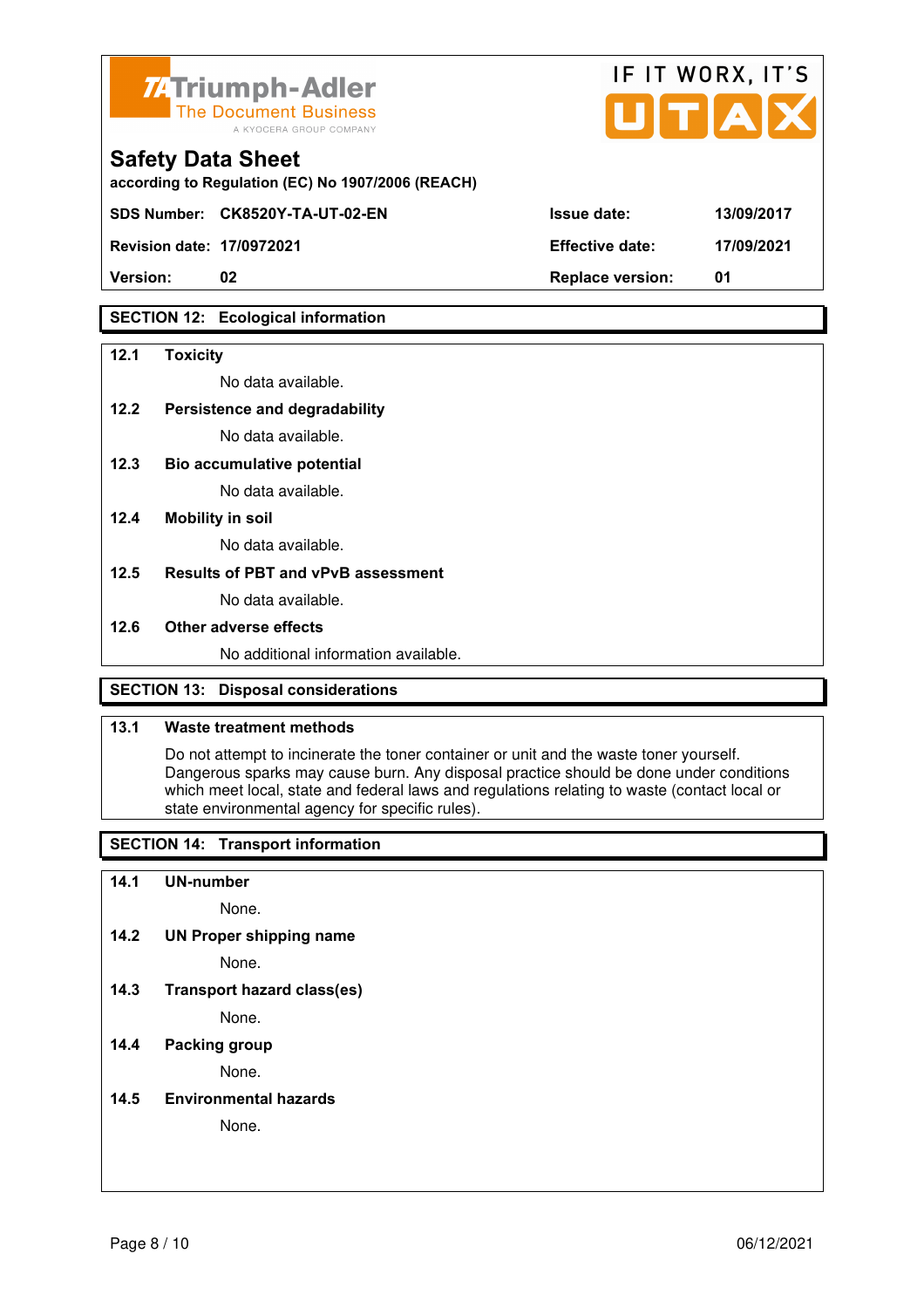## SECTION 12: Ecological information

**12.1 Toxicity**

No data available.

**12.2 Persistence and degradability**

No data available.

**12.3 Bio accumulative potential**

No data available.

**12.4 Mobility in soil**

No data available.

**12.5 Results of PBT and vPvB assessment**

No data available.

**12.6 Other adverse effects**

No additional information available.

## SECTION 13: Disposal considerations

**13.1 Waste treatment methods**

Do not attempt to incinerate the toner container or unit and the waste toner yourself. Dangerous sparks may cause burn. Any disposal practice should be done under conditions which meet local, state and federal laws and regulations relating to waste (contact local or state environmental agency for specific rules).

## SECTION 14: Transport information

**14.1 UN-number**

None.

**14.2 UN Proper shipping name**

None.

**14.3 Transport hazard class(es)**

None.

**14.4 Packing group**

None.

**14.5 Environmental hazards**

None.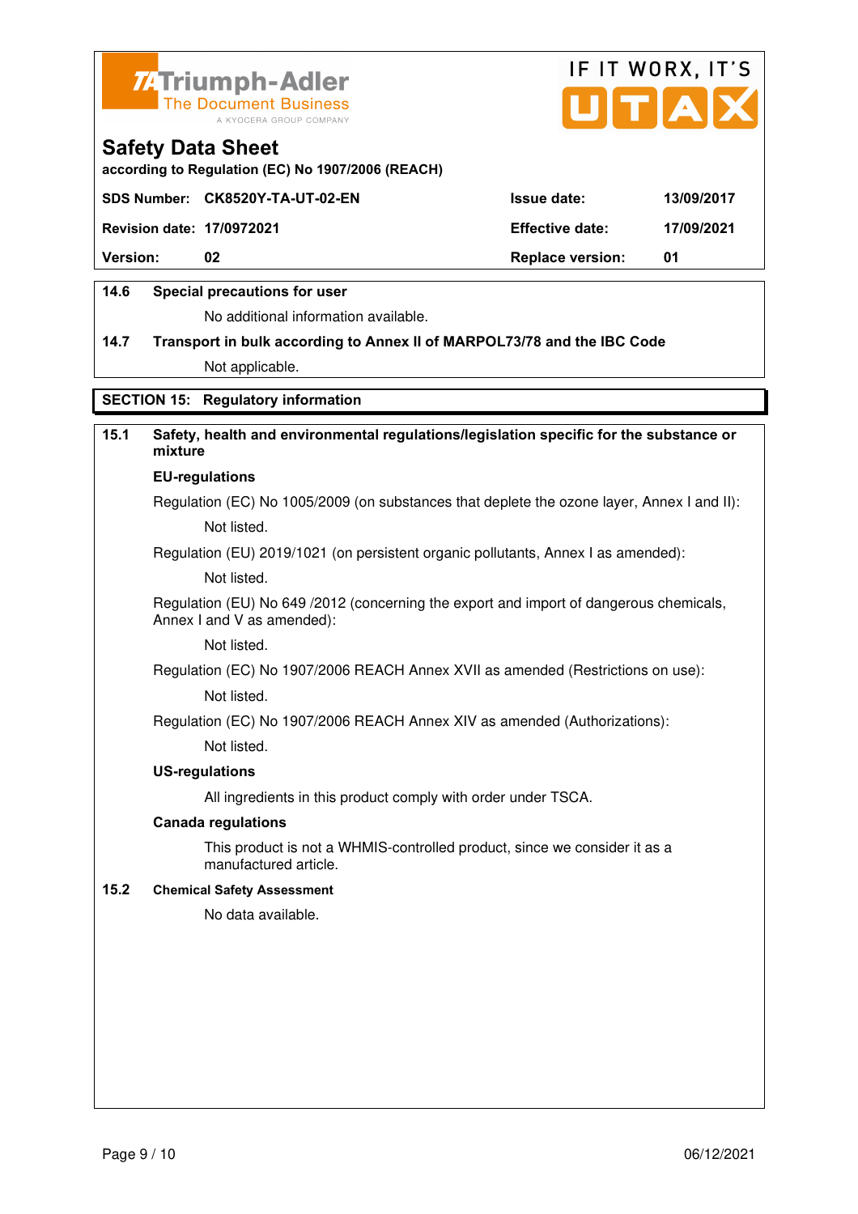| 14.6 | Special precautions for user |
|---|---|

No additional information available.

**14.7 Transport in bulk according to Annex II of MARPOL73/78 and the IBC Code**

Not applicable.

## SECTION 15: Regulatory information

### 15.1 Safety, health and environmental regulations/legislation specific for the substance or mixture

**EU-regulations**

Regulation (EC) No 1005/2009 (on substances that deplete the ozone layer, Annex I and II):

Not listed.

Regulation (EU) 2019/1021 (on persistent organic pollutants, Annex I as amended):

Not listed.

Regulation (EU) No 649 /2012 (concerning the export and import of dangerous chemicals, Annex I and V as amended):

Not listed.

Regulation (EC) No 1907/2006 REACH Annex XVII as amended (Restrictions on use):

Not listed.

Regulation (EC) No 1907/2006 REACH Annex XIV as amended (Authorizations):

Not listed.

**US-regulations**

All ingredients in this product comply with order under TSCA.

**Canada regulations**

This product is not a WHMIS-controlled product, since we consider it as a manufactured article.

### 15.2 Chemical Safety Assessment

No data available.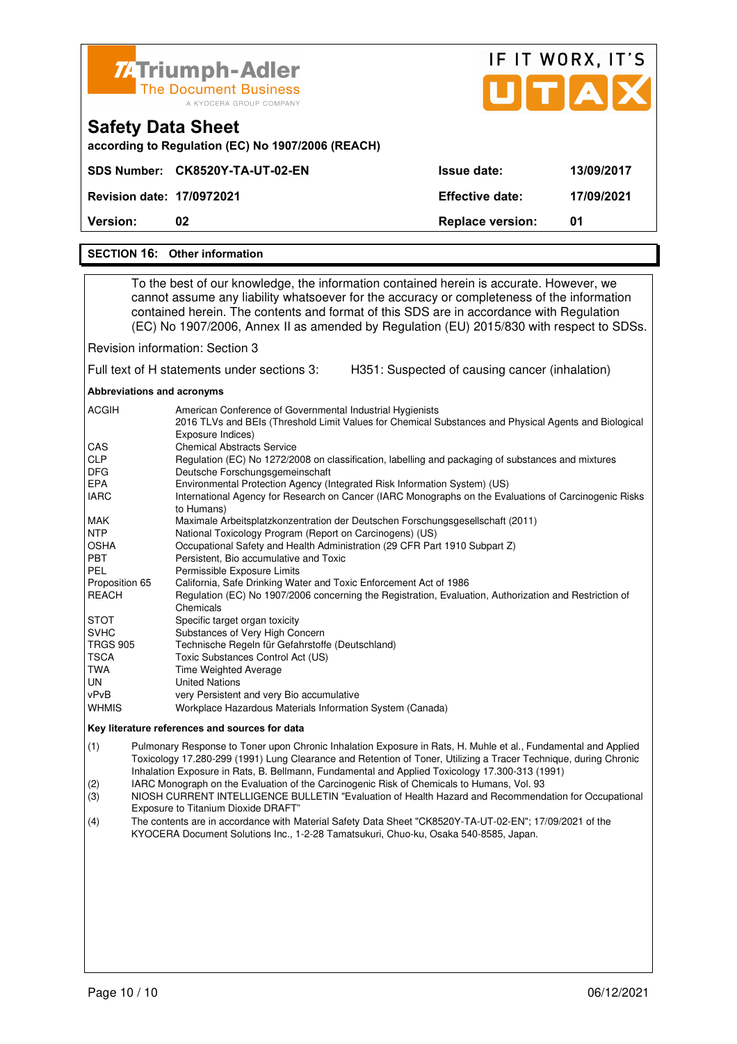# Safety Data Sheet

according to Regulation (EC) No 1907/2006 (REACH)

| | | | |
|---|---|---|---|
| **SDS Number:** | **CK8520Y-TA-UT-02-EN** | **Issue date:** | **13/09/2017** |
| **Revision date:** | **17/0972021** | **Effective date:** | **17/09/2021** |
| **Version:** | **02** | **Replace version:** | **01** |

## SECTION 16: Other information

To the best of our knowledge, the information contained herein is accurate. However, we cannot assume any liability whatsoever for the accuracy or completeness of the information contained herein. The contents and format of this SDS are in accordance with Regulation (EC) No 1907/2006, Annex II as amended by Regulation (EU) 2015/830 with respect to SDSs.

Revision information: Section 3

Full text of H statements under sections 3: H351: Suspected of causing cancer (inhalation)

**Abbreviations and acronyms**

| | |
|---|---|
| ACGIH | American Conference of Governmental Industrial Hygienists<br>2016 TLVs and BEIs (Threshold Limit Values for Chemical Substances and Physical Agents and Biological Exposure Indices) |
| CAS | Chemical Abstracts Service |
| CLP | Regulation (EC) No 1272/2008 on classification, labelling and packaging of substances and mixtures |
| DFG | Deutsche Forschungsgemeinschaft |
| EPA | Environmental Protection Agency (Integrated Risk Information System) (US) |
| IARC | International Agency for Research on Cancer (IARC Monographs on the Evaluations of Carcinogenic Risks to Humans) |
| MAK | Maximale Arbeitsplatzkonzentration der Deutschen Forschungsgesellschaft (2011) |
| NTP | National Toxicology Program (Report on Carcinogens) (US) |
| OSHA | Occupational Safety and Health Administration (29 CFR Part 1910 Subpart Z) |
| PBT | Persistent, Bio accumulative and Toxic |
| PEL | Permissible Exposure Limits |
| Proposition 65 | California, Safe Drinking Water and Toxic Enforcement Act of 1986 |
| REACH | Regulation (EC) No 1907/2006 concerning the Registration, Evaluation, Authorization and Restriction of Chemicals |
| STOT | Specific target organ toxicity |
| SVHC | Substances of Very High Concern |
| TRGS 905 | Technische Regeln für Gefahrstoffe (Deutschland) |
| TSCA | Toxic Substances Control Act (US) |
| TWA | Time Weighted Average |
| UN | United Nations |
| vPvB | very Persistent and very Bio accumulative |
| WHMIS | Workplace Hazardous Materials Information System (Canada) |

**Key literature references and sources for data**

(1) Pulmonary Response to Toner upon Chronic Inhalation Exposure in Rats, H. Muhle et al., Fundamental and Applied Toxicology 17.280-299 (1991) Lung Clearance and Retention of Toner, Utilizing a Tracer Technique, during Chronic Inhalation Exposure in Rats, B. Bellmann, Fundamental and Applied Toxicology 17.300-313 (1991)

(2) IARC Monograph on the Evaluation of the Carcinogenic Risk of Chemicals to Humans, Vol. 93

(3) NIOSH CURRENT INTELLIGENCE BULLETIN "Evaluation of Health Hazard and Recommendation for Occupational Exposure to Titanium Dioxide DRAFT"

(4) The contents are in accordance with Material Safety Data Sheet "CK8520Y-TA-UT-02-EN"; 17/09/2021 of the KYOCERA Document Solutions Inc., 1-2-28 Tamatsukuri, Chuo-ku, Osaka 540-8585, Japan.